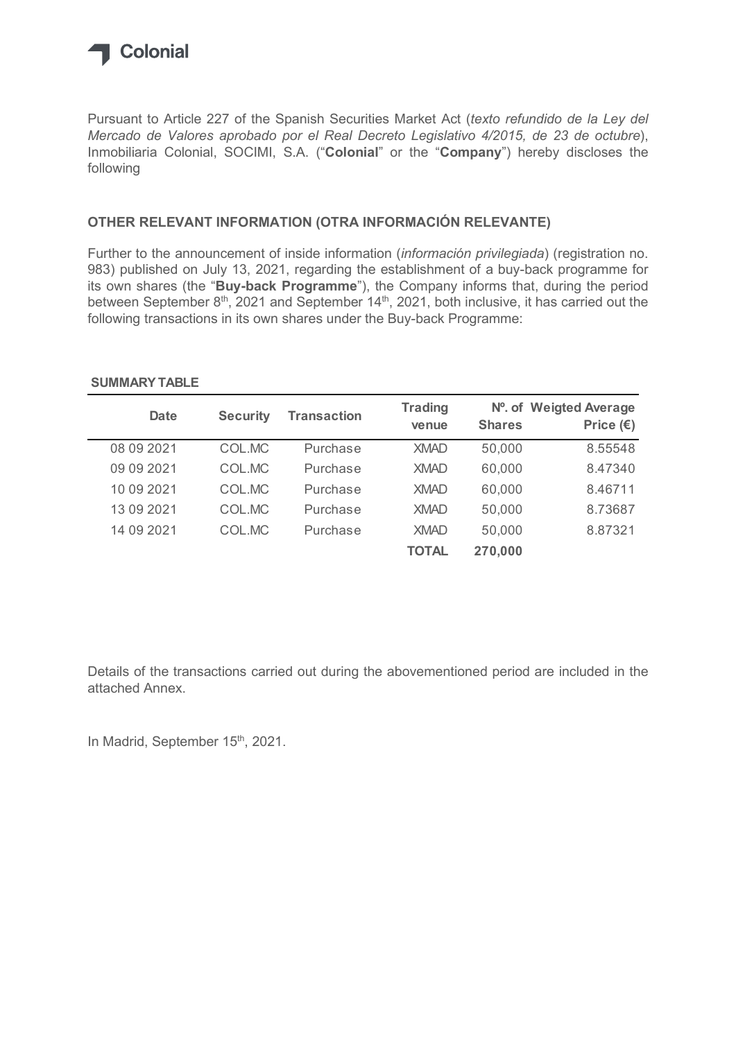Colonial

Pursuant to Article 227 of the Spanish Securities Market Act (*texto refundido de la Ley del Mercado de Valores aprobado por el Real Decreto Legislativo 4/2015, de 23 de octubre*), Inmobiliaria Colonial, SOCIMI, S.A. ("**Colonial**" or the "**Company**") hereby discloses the following

## OTHER RELEVANT INFORMATION (OTRA INFORMACIÓN RELEVANTE)

Further to the announcement of inside information (*información privilegiada*) (registration no. 983) published on July 13, 2021, regarding the establishment of a buy-back programme for its own shares (the "**Buy-back Programme**"), the Company informs that, during the period between September 8th, 2021 and September 14th, 2021, both inclusive, it has carried out the following transactions in its own shares under the Buy-back Programme:

**SUMMARY TABLE**

| Date | Security | Transaction | Trading venue | Nº. of Shares | Weigted Average Price (€) |
|---|---|---|---|---|---|
| 08 09 2021 | COL.MC | Purchase | XMAD | 50,000 | 8.55548 |
| 09 09 2021 | COL.MC | Purchase | XMAD | 60,000 | 8.47340 |
| 10 09 2021 | COL.MC | Purchase | XMAD | 60,000 | 8.46711 |
| 13 09 2021 | COL.MC | Purchase | XMAD | 50,000 | 8.73687 |
| 14 09 2021 | COL.MC | Purchase | XMAD | 50,000 | 8.87321 |
| | | | **TOTAL** | **270,000** | |

Details of the transactions carried out during the abovementioned period are included in the attached Annex.

In Madrid, September 15th, 2021.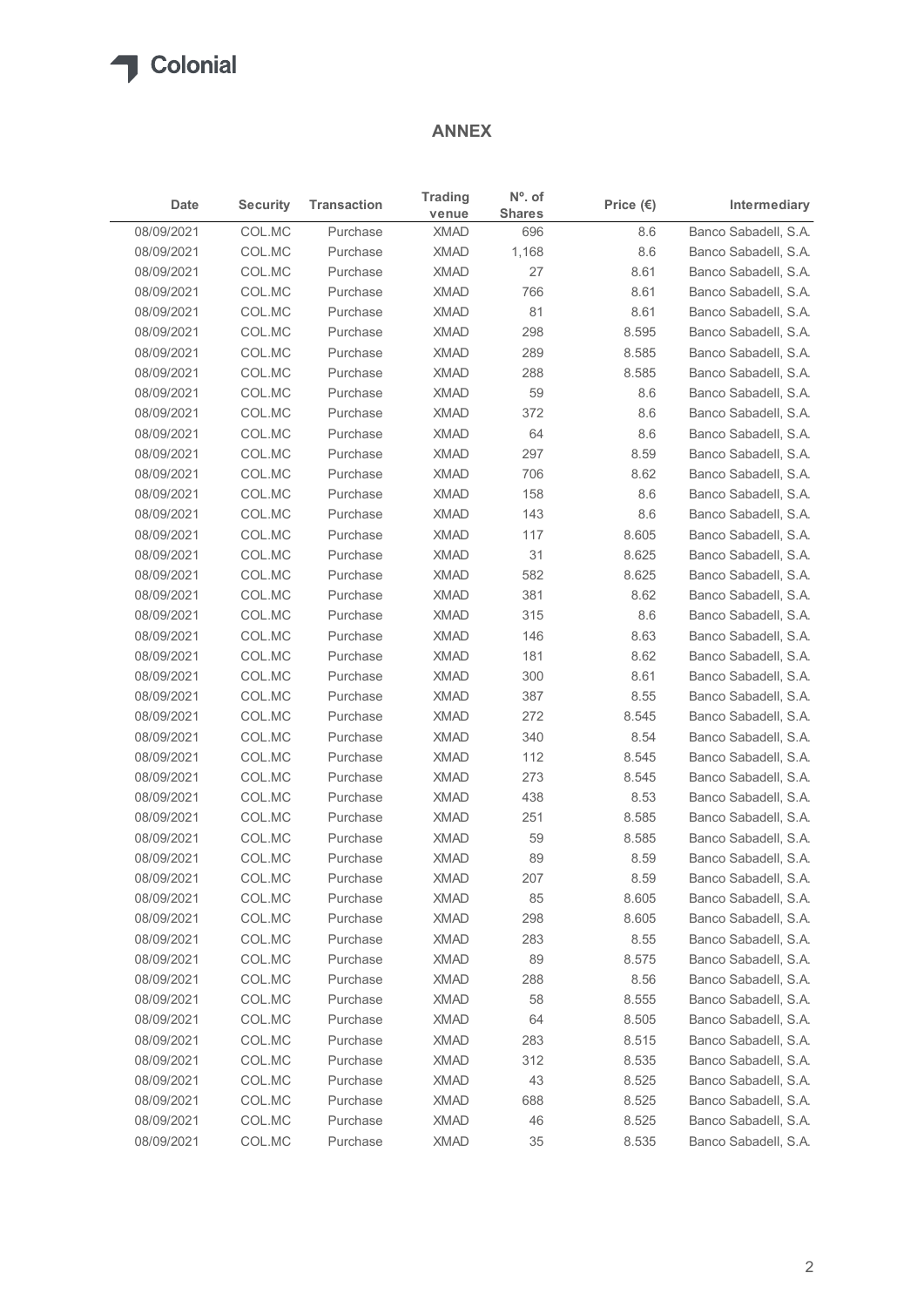# ANNEX

| Date | Security | Transaction | Trading venue | Nº. of Shares | Price (€) | Intermediary |
|---|---|---|---|---|---|---|
| 08/09/2021 | COL.MC | Purchase | XMAD | 696 | 8.6 | Banco Sabadell, S.A. |
| 08/09/2021 | COL.MC | Purchase | XMAD | 1,168 | 8.6 | Banco Sabadell, S.A. |
| 08/09/2021 | COL.MC | Purchase | XMAD | 27 | 8.61 | Banco Sabadell, S.A. |
| 08/09/2021 | COL.MC | Purchase | XMAD | 766 | 8.61 | Banco Sabadell, S.A. |
| 08/09/2021 | COL.MC | Purchase | XMAD | 81 | 8.61 | Banco Sabadell, S.A. |
| 08/09/2021 | COL.MC | Purchase | XMAD | 298 | 8.595 | Banco Sabadell, S.A. |
| 08/09/2021 | COL.MC | Purchase | XMAD | 289 | 8.585 | Banco Sabadell, S.A. |
| 08/09/2021 | COL.MC | Purchase | XMAD | 288 | 8.585 | Banco Sabadell, S.A. |
| 08/09/2021 | COL.MC | Purchase | XMAD | 59 | 8.6 | Banco Sabadell, S.A. |
| 08/09/2021 | COL.MC | Purchase | XMAD | 372 | 8.6 | Banco Sabadell, S.A. |
| 08/09/2021 | COL.MC | Purchase | XMAD | 64 | 8.6 | Banco Sabadell, S.A. |
| 08/09/2021 | COL.MC | Purchase | XMAD | 297 | 8.59 | Banco Sabadell, S.A. |
| 08/09/2021 | COL.MC | Purchase | XMAD | 706 | 8.62 | Banco Sabadell, S.A. |
| 08/09/2021 | COL.MC | Purchase | XMAD | 158 | 8.6 | Banco Sabadell, S.A. |
| 08/09/2021 | COL.MC | Purchase | XMAD | 143 | 8.6 | Banco Sabadell, S.A. |
| 08/09/2021 | COL.MC | Purchase | XMAD | 117 | 8.605 | Banco Sabadell, S.A. |
| 08/09/2021 | COL.MC | Purchase | XMAD | 31 | 8.625 | Banco Sabadell, S.A. |
| 08/09/2021 | COL.MC | Purchase | XMAD | 582 | 8.625 | Banco Sabadell, S.A. |
| 08/09/2021 | COL.MC | Purchase | XMAD | 381 | 8.62 | Banco Sabadell, S.A. |
| 08/09/2021 | COL.MC | Purchase | XMAD | 315 | 8.6 | Banco Sabadell, S.A. |
| 08/09/2021 | COL.MC | Purchase | XMAD | 146 | 8.63 | Banco Sabadell, S.A. |
| 08/09/2021 | COL.MC | Purchase | XMAD | 181 | 8.62 | Banco Sabadell, S.A. |
| 08/09/2021 | COL.MC | Purchase | XMAD | 300 | 8.61 | Banco Sabadell, S.A. |
| 08/09/2021 | COL.MC | Purchase | XMAD | 387 | 8.55 | Banco Sabadell, S.A. |
| 08/09/2021 | COL.MC | Purchase | XMAD | 272 | 8.545 | Banco Sabadell, S.A. |
| 08/09/2021 | COL.MC | Purchase | XMAD | 340 | 8.54 | Banco Sabadell, S.A. |
| 08/09/2021 | COL.MC | Purchase | XMAD | 112 | 8.545 | Banco Sabadell, S.A. |
| 08/09/2021 | COL.MC | Purchase | XMAD | 273 | 8.545 | Banco Sabadell, S.A. |
| 08/09/2021 | COL.MC | Purchase | XMAD | 438 | 8.53 | Banco Sabadell, S.A. |
| 08/09/2021 | COL.MC | Purchase | XMAD | 251 | 8.585 | Banco Sabadell, S.A. |
| 08/09/2021 | COL.MC | Purchase | XMAD | 59 | 8.585 | Banco Sabadell, S.A. |
| 08/09/2021 | COL.MC | Purchase | XMAD | 89 | 8.59 | Banco Sabadell, S.A. |
| 08/09/2021 | COL.MC | Purchase | XMAD | 207 | 8.59 | Banco Sabadell, S.A. |
| 08/09/2021 | COL.MC | Purchase | XMAD | 85 | 8.605 | Banco Sabadell, S.A. |
| 08/09/2021 | COL.MC | Purchase | XMAD | 298 | 8.605 | Banco Sabadell, S.A. |
| 08/09/2021 | COL.MC | Purchase | XMAD | 283 | 8.55 | Banco Sabadell, S.A. |
| 08/09/2021 | COL.MC | Purchase | XMAD | 89 | 8.575 | Banco Sabadell, S.A. |
| 08/09/2021 | COL.MC | Purchase | XMAD | 288 | 8.56 | Banco Sabadell, S.A. |
| 08/09/2021 | COL.MC | Purchase | XMAD | 58 | 8.555 | Banco Sabadell, S.A. |
| 08/09/2021 | COL.MC | Purchase | XMAD | 64 | 8.505 | Banco Sabadell, S.A. |
| 08/09/2021 | COL.MC | Purchase | XMAD | 283 | 8.515 | Banco Sabadell, S.A. |
| 08/09/2021 | COL.MC | Purchase | XMAD | 312 | 8.535 | Banco Sabadell, S.A. |
| 08/09/2021 | COL.MC | Purchase | XMAD | 43 | 8.525 | Banco Sabadell, S.A. |
| 08/09/2021 | COL.MC | Purchase | XMAD | 688 | 8.525 | Banco Sabadell, S.A. |
| 08/09/2021 | COL.MC | Purchase | XMAD | 46 | 8.525 | Banco Sabadell, S.A. |
| 08/09/2021 | COL.MC | Purchase | XMAD | 35 | 8.535 | Banco Sabadell, S.A. |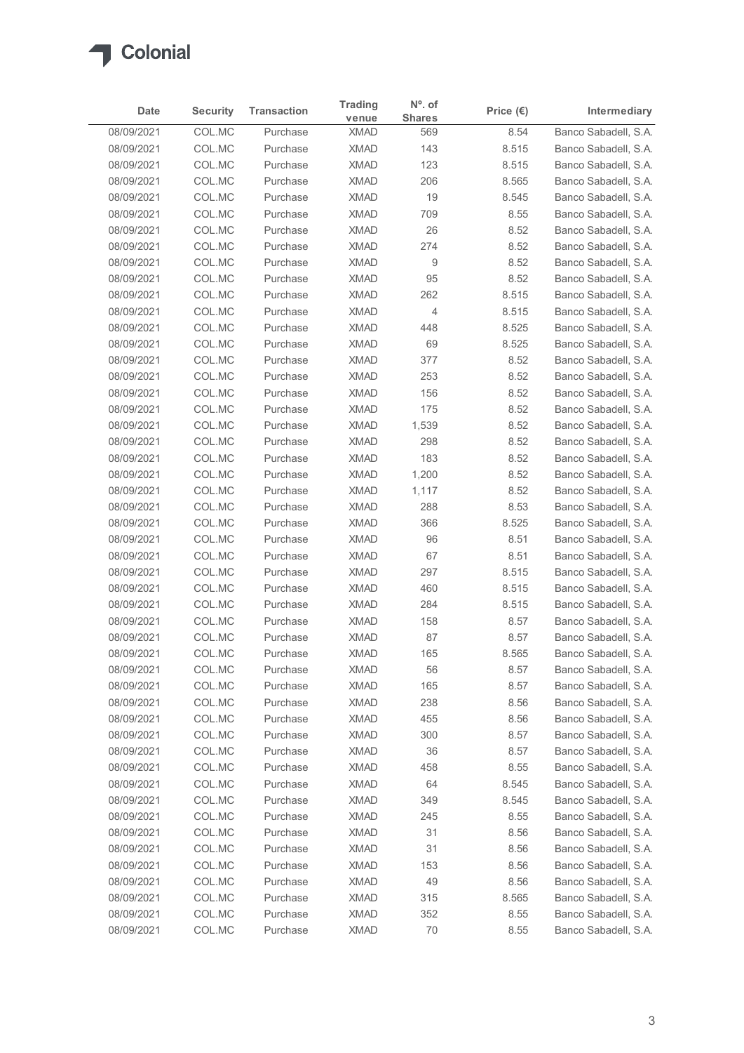# Colonial

| Date | Security | Transaction | Trading venue | Nº. of Shares | Price (€) | Intermediary |
|---|---|---|---|---|---|---|
| 08/09/2021 | COL.MC | Purchase | XMAD | 569 | 8.54 | Banco Sabadell, S.A. |
| 08/09/2021 | COL.MC | Purchase | XMAD | 143 | 8.515 | Banco Sabadell, S.A. |
| 08/09/2021 | COL.MC | Purchase | XMAD | 123 | 8.515 | Banco Sabadell, S.A. |
| 08/09/2021 | COL.MC | Purchase | XMAD | 206 | 8.565 | Banco Sabadell, S.A. |
| 08/09/2021 | COL.MC | Purchase | XMAD | 19 | 8.545 | Banco Sabadell, S.A. |
| 08/09/2021 | COL.MC | Purchase | XMAD | 709 | 8.55 | Banco Sabadell, S.A. |
| 08/09/2021 | COL.MC | Purchase | XMAD | 26 | 8.52 | Banco Sabadell, S.A. |
| 08/09/2021 | COL.MC | Purchase | XMAD | 274 | 8.52 | Banco Sabadell, S.A. |
| 08/09/2021 | COL.MC | Purchase | XMAD | 9 | 8.52 | Banco Sabadell, S.A. |
| 08/09/2021 | COL.MC | Purchase | XMAD | 95 | 8.52 | Banco Sabadell, S.A. |
| 08/09/2021 | COL.MC | Purchase | XMAD | 262 | 8.515 | Banco Sabadell, S.A. |
| 08/09/2021 | COL.MC | Purchase | XMAD | 4 | 8.515 | Banco Sabadell, S.A. |
| 08/09/2021 | COL.MC | Purchase | XMAD | 448 | 8.525 | Banco Sabadell, S.A. |
| 08/09/2021 | COL.MC | Purchase | XMAD | 69 | 8.525 | Banco Sabadell, S.A. |
| 08/09/2021 | COL.MC | Purchase | XMAD | 377 | 8.52 | Banco Sabadell, S.A. |
| 08/09/2021 | COL.MC | Purchase | XMAD | 253 | 8.52 | Banco Sabadell, S.A. |
| 08/09/2021 | COL.MC | Purchase | XMAD | 156 | 8.52 | Banco Sabadell, S.A. |
| 08/09/2021 | COL.MC | Purchase | XMAD | 175 | 8.52 | Banco Sabadell, S.A. |
| 08/09/2021 | COL.MC | Purchase | XMAD | 1,539 | 8.52 | Banco Sabadell, S.A. |
| 08/09/2021 | COL.MC | Purchase | XMAD | 298 | 8.52 | Banco Sabadell, S.A. |
| 08/09/2021 | COL.MC | Purchase | XMAD | 183 | 8.52 | Banco Sabadell, S.A. |
| 08/09/2021 | COL.MC | Purchase | XMAD | 1,200 | 8.52 | Banco Sabadell, S.A. |
| 08/09/2021 | COL.MC | Purchase | XMAD | 1,117 | 8.52 | Banco Sabadell, S.A. |
| 08/09/2021 | COL.MC | Purchase | XMAD | 288 | 8.53 | Banco Sabadell, S.A. |
| 08/09/2021 | COL.MC | Purchase | XMAD | 366 | 8.525 | Banco Sabadell, S.A. |
| 08/09/2021 | COL.MC | Purchase | XMAD | 96 | 8.51 | Banco Sabadell, S.A. |
| 08/09/2021 | COL.MC | Purchase | XMAD | 67 | 8.51 | Banco Sabadell, S.A. |
| 08/09/2021 | COL.MC | Purchase | XMAD | 297 | 8.515 | Banco Sabadell, S.A. |
| 08/09/2021 | COL.MC | Purchase | XMAD | 460 | 8.515 | Banco Sabadell, S.A. |
| 08/09/2021 | COL.MC | Purchase | XMAD | 284 | 8.515 | Banco Sabadell, S.A. |
| 08/09/2021 | COL.MC | Purchase | XMAD | 158 | 8.57 | Banco Sabadell, S.A. |
| 08/09/2021 | COL.MC | Purchase | XMAD | 87 | 8.57 | Banco Sabadell, S.A. |
| 08/09/2021 | COL.MC | Purchase | XMAD | 165 | 8.565 | Banco Sabadell, S.A. |
| 08/09/2021 | COL.MC | Purchase | XMAD | 56 | 8.57 | Banco Sabadell, S.A. |
| 08/09/2021 | COL.MC | Purchase | XMAD | 165 | 8.57 | Banco Sabadell, S.A. |
| 08/09/2021 | COL.MC | Purchase | XMAD | 238 | 8.56 | Banco Sabadell, S.A. |
| 08/09/2021 | COL.MC | Purchase | XMAD | 455 | 8.56 | Banco Sabadell, S.A. |
| 08/09/2021 | COL.MC | Purchase | XMAD | 300 | 8.57 | Banco Sabadell, S.A. |
| 08/09/2021 | COL.MC | Purchase | XMAD | 36 | 8.57 | Banco Sabadell, S.A. |
| 08/09/2021 | COL.MC | Purchase | XMAD | 458 | 8.55 | Banco Sabadell, S.A. |
| 08/09/2021 | COL.MC | Purchase | XMAD | 64 | 8.545 | Banco Sabadell, S.A. |
| 08/09/2021 | COL.MC | Purchase | XMAD | 349 | 8.545 | Banco Sabadell, S.A. |
| 08/09/2021 | COL.MC | Purchase | XMAD | 245 | 8.55 | Banco Sabadell, S.A. |
| 08/09/2021 | COL.MC | Purchase | XMAD | 31 | 8.56 | Banco Sabadell, S.A. |
| 08/09/2021 | COL.MC | Purchase | XMAD | 31 | 8.56 | Banco Sabadell, S.A. |
| 08/09/2021 | COL.MC | Purchase | XMAD | 153 | 8.56 | Banco Sabadell, S.A. |
| 08/09/2021 | COL.MC | Purchase | XMAD | 49 | 8.56 | Banco Sabadell, S.A. |
| 08/09/2021 | COL.MC | Purchase | XMAD | 315 | 8.565 | Banco Sabadell, S.A. |
| 08/09/2021 | COL.MC | Purchase | XMAD | 352 | 8.55 | Banco Sabadell, S.A. |
| 08/09/2021 | COL.MC | Purchase | XMAD | 70 | 8.55 | Banco Sabadell, S.A. |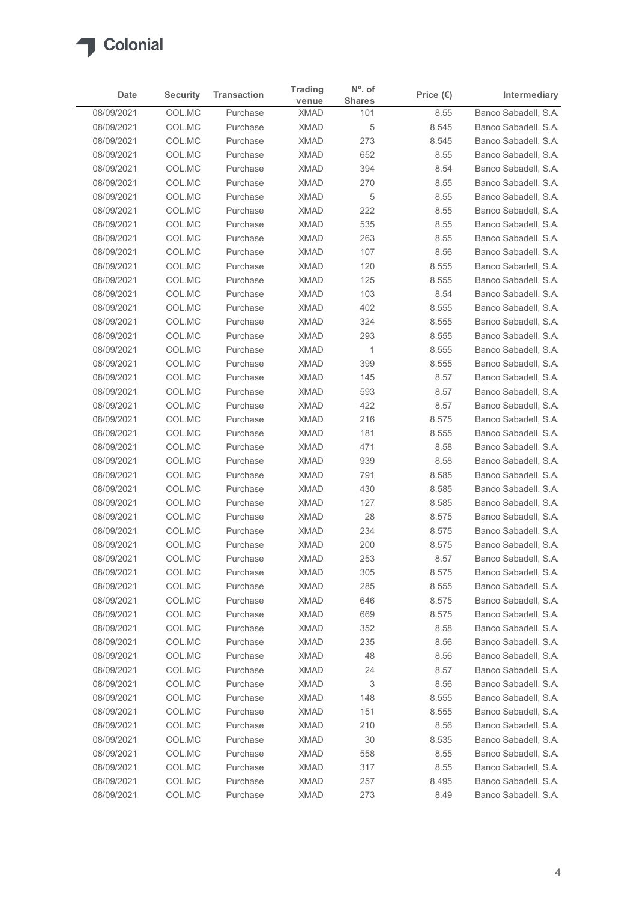| Date | Security | Transaction | Trading venue | Nº. of Shares | Price (€) | Intermediary |
|---|---|---|---|---|---|---|
| 08/09/2021 | COL.MC | Purchase | XMAD | 101 | 8.55 | Banco Sabadell, S.A. |
| 08/09/2021 | COL.MC | Purchase | XMAD | 5 | 8.545 | Banco Sabadell, S.A. |
| 08/09/2021 | COL.MC | Purchase | XMAD | 273 | 8.545 | Banco Sabadell, S.A. |
| 08/09/2021 | COL.MC | Purchase | XMAD | 652 | 8.55 | Banco Sabadell, S.A. |
| 08/09/2021 | COL.MC | Purchase | XMAD | 394 | 8.54 | Banco Sabadell, S.A. |
| 08/09/2021 | COL.MC | Purchase | XMAD | 270 | 8.55 | Banco Sabadell, S.A. |
| 08/09/2021 | COL.MC | Purchase | XMAD | 5 | 8.55 | Banco Sabadell, S.A. |
| 08/09/2021 | COL.MC | Purchase | XMAD | 222 | 8.55 | Banco Sabadell, S.A. |
| 08/09/2021 | COL.MC | Purchase | XMAD | 535 | 8.55 | Banco Sabadell, S.A. |
| 08/09/2021 | COL.MC | Purchase | XMAD | 263 | 8.55 | Banco Sabadell, S.A. |
| 08/09/2021 | COL.MC | Purchase | XMAD | 107 | 8.56 | Banco Sabadell, S.A. |
| 08/09/2021 | COL.MC | Purchase | XMAD | 120 | 8.555 | Banco Sabadell, S.A. |
| 08/09/2021 | COL.MC | Purchase | XMAD | 125 | 8.555 | Banco Sabadell, S.A. |
| 08/09/2021 | COL.MC | Purchase | XMAD | 103 | 8.54 | Banco Sabadell, S.A. |
| 08/09/2021 | COL.MC | Purchase | XMAD | 402 | 8.555 | Banco Sabadell, S.A. |
| 08/09/2021 | COL.MC | Purchase | XMAD | 324 | 8.555 | Banco Sabadell, S.A. |
| 08/09/2021 | COL.MC | Purchase | XMAD | 293 | 8.555 | Banco Sabadell, S.A. |
| 08/09/2021 | COL.MC | Purchase | XMAD | 1 | 8.555 | Banco Sabadell, S.A. |
| 08/09/2021 | COL.MC | Purchase | XMAD | 399 | 8.555 | Banco Sabadell, S.A. |
| 08/09/2021 | COL.MC | Purchase | XMAD | 145 | 8.57 | Banco Sabadell, S.A. |
| 08/09/2021 | COL.MC | Purchase | XMAD | 593 | 8.57 | Banco Sabadell, S.A. |
| 08/09/2021 | COL.MC | Purchase | XMAD | 422 | 8.57 | Banco Sabadell, S.A. |
| 08/09/2021 | COL.MC | Purchase | XMAD | 216 | 8.575 | Banco Sabadell, S.A. |
| 08/09/2021 | COL.MC | Purchase | XMAD | 181 | 8.555 | Banco Sabadell, S.A. |
| 08/09/2021 | COL.MC | Purchase | XMAD | 471 | 8.58 | Banco Sabadell, S.A. |
| 08/09/2021 | COL.MC | Purchase | XMAD | 939 | 8.58 | Banco Sabadell, S.A. |
| 08/09/2021 | COL.MC | Purchase | XMAD | 791 | 8.585 | Banco Sabadell, S.A. |
| 08/09/2021 | COL.MC | Purchase | XMAD | 430 | 8.585 | Banco Sabadell, S.A. |
| 08/09/2021 | COL.MC | Purchase | XMAD | 127 | 8.585 | Banco Sabadell, S.A. |
| 08/09/2021 | COL.MC | Purchase | XMAD | 28 | 8.575 | Banco Sabadell, S.A. |
| 08/09/2021 | COL.MC | Purchase | XMAD | 234 | 8.575 | Banco Sabadell, S.A. |
| 08/09/2021 | COL.MC | Purchase | XMAD | 200 | 8.575 | Banco Sabadell, S.A. |
| 08/09/2021 | COL.MC | Purchase | XMAD | 253 | 8.57 | Banco Sabadell, S.A. |
| 08/09/2021 | COL.MC | Purchase | XMAD | 305 | 8.575 | Banco Sabadell, S.A. |
| 08/09/2021 | COL.MC | Purchase | XMAD | 285 | 8.555 | Banco Sabadell, S.A. |
| 08/09/2021 | COL.MC | Purchase | XMAD | 646 | 8.575 | Banco Sabadell, S.A. |
| 08/09/2021 | COL.MC | Purchase | XMAD | 669 | 8.575 | Banco Sabadell, S.A. |
| 08/09/2021 | COL.MC | Purchase | XMAD | 352 | 8.58 | Banco Sabadell, S.A. |
| 08/09/2021 | COL.MC | Purchase | XMAD | 235 | 8.56 | Banco Sabadell, S.A. |
| 08/09/2021 | COL.MC | Purchase | XMAD | 48 | 8.56 | Banco Sabadell, S.A. |
| 08/09/2021 | COL.MC | Purchase | XMAD | 24 | 8.57 | Banco Sabadell, S.A. |
| 08/09/2021 | COL.MC | Purchase | XMAD | 3 | 8.56 | Banco Sabadell, S.A. |
| 08/09/2021 | COL.MC | Purchase | XMAD | 148 | 8.555 | Banco Sabadell, S.A. |
| 08/09/2021 | COL.MC | Purchase | XMAD | 151 | 8.555 | Banco Sabadell, S.A. |
| 08/09/2021 | COL.MC | Purchase | XMAD | 210 | 8.56 | Banco Sabadell, S.A. |
| 08/09/2021 | COL.MC | Purchase | XMAD | 30 | 8.535 | Banco Sabadell, S.A. |
| 08/09/2021 | COL.MC | Purchase | XMAD | 558 | 8.55 | Banco Sabadell, S.A. |
| 08/09/2021 | COL.MC | Purchase | XMAD | 317 | 8.55 | Banco Sabadell, S.A. |
| 08/09/2021 | COL.MC | Purchase | XMAD | 257 | 8.495 | Banco Sabadell, S.A. |
| 08/09/2021 | COL.MC | Purchase | XMAD | 273 | 8.49 | Banco Sabadell, S.A. |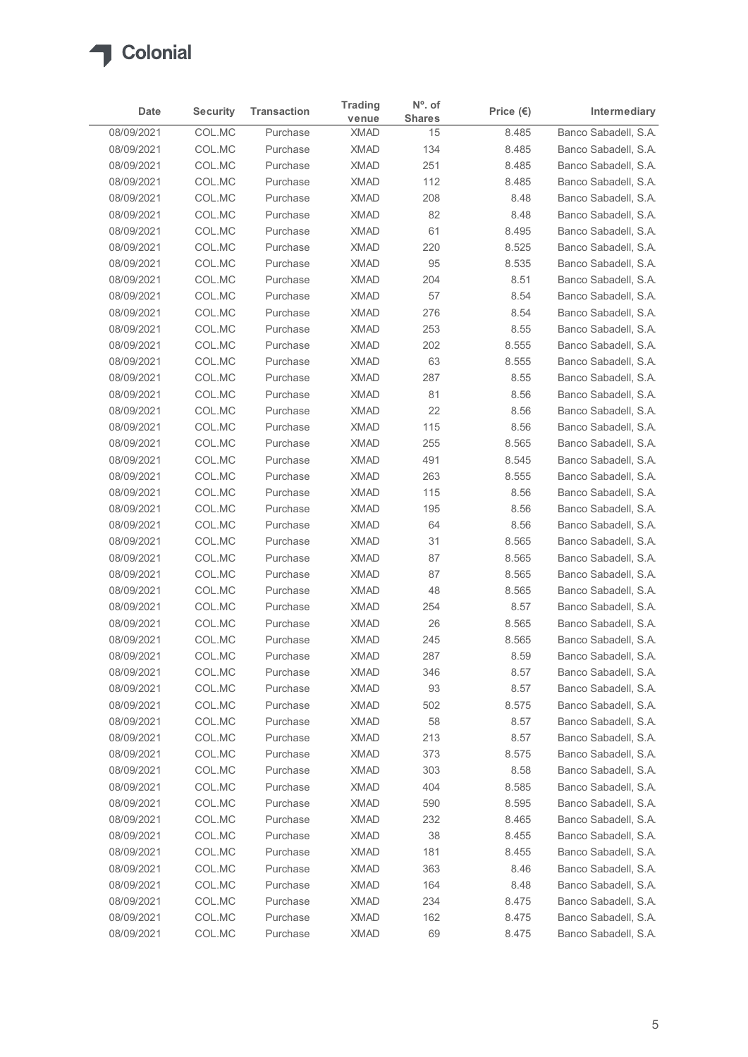# Colonial

| Date | Security | Transaction | Trading venue | Nº. of Shares | Price (€) | Intermediary |
|---|---|---|---|---|---|---|
| 08/09/2021 | COL.MC | Purchase | XMAD | 15 | 8.485 | Banco Sabadell, S.A. |
| 08/09/2021 | COL.MC | Purchase | XMAD | 134 | 8.485 | Banco Sabadell, S.A. |
| 08/09/2021 | COL.MC | Purchase | XMAD | 251 | 8.485 | Banco Sabadell, S.A. |
| 08/09/2021 | COL.MC | Purchase | XMAD | 112 | 8.485 | Banco Sabadell, S.A. |
| 08/09/2021 | COL.MC | Purchase | XMAD | 208 | 8.48 | Banco Sabadell, S.A. |
| 08/09/2021 | COL.MC | Purchase | XMAD | 82 | 8.48 | Banco Sabadell, S.A. |
| 08/09/2021 | COL.MC | Purchase | XMAD | 61 | 8.495 | Banco Sabadell, S.A. |
| 08/09/2021 | COL.MC | Purchase | XMAD | 220 | 8.525 | Banco Sabadell, S.A. |
| 08/09/2021 | COL.MC | Purchase | XMAD | 95 | 8.535 | Banco Sabadell, S.A. |
| 08/09/2021 | COL.MC | Purchase | XMAD | 204 | 8.51 | Banco Sabadell, S.A. |
| 08/09/2021 | COL.MC | Purchase | XMAD | 57 | 8.54 | Banco Sabadell, S.A. |
| 08/09/2021 | COL.MC | Purchase | XMAD | 276 | 8.54 | Banco Sabadell, S.A. |
| 08/09/2021 | COL.MC | Purchase | XMAD | 253 | 8.55 | Banco Sabadell, S.A. |
| 08/09/2021 | COL.MC | Purchase | XMAD | 202 | 8.555 | Banco Sabadell, S.A. |
| 08/09/2021 | COL.MC | Purchase | XMAD | 63 | 8.555 | Banco Sabadell, S.A. |
| 08/09/2021 | COL.MC | Purchase | XMAD | 287 | 8.55 | Banco Sabadell, S.A. |
| 08/09/2021 | COL.MC | Purchase | XMAD | 81 | 8.56 | Banco Sabadell, S.A. |
| 08/09/2021 | COL.MC | Purchase | XMAD | 22 | 8.56 | Banco Sabadell, S.A. |
| 08/09/2021 | COL.MC | Purchase | XMAD | 115 | 8.56 | Banco Sabadell, S.A. |
| 08/09/2021 | COL.MC | Purchase | XMAD | 255 | 8.565 | Banco Sabadell, S.A. |
| 08/09/2021 | COL.MC | Purchase | XMAD | 491 | 8.545 | Banco Sabadell, S.A. |
| 08/09/2021 | COL.MC | Purchase | XMAD | 263 | 8.555 | Banco Sabadell, S.A. |
| 08/09/2021 | COL.MC | Purchase | XMAD | 115 | 8.56 | Banco Sabadell, S.A. |
| 08/09/2021 | COL.MC | Purchase | XMAD | 195 | 8.56 | Banco Sabadell, S.A. |
| 08/09/2021 | COL.MC | Purchase | XMAD | 64 | 8.56 | Banco Sabadell, S.A. |
| 08/09/2021 | COL.MC | Purchase | XMAD | 31 | 8.565 | Banco Sabadell, S.A. |
| 08/09/2021 | COL.MC | Purchase | XMAD | 87 | 8.565 | Banco Sabadell, S.A. |
| 08/09/2021 | COL.MC | Purchase | XMAD | 87 | 8.565 | Banco Sabadell, S.A. |
| 08/09/2021 | COL.MC | Purchase | XMAD | 48 | 8.565 | Banco Sabadell, S.A. |
| 08/09/2021 | COL.MC | Purchase | XMAD | 254 | 8.57 | Banco Sabadell, S.A. |
| 08/09/2021 | COL.MC | Purchase | XMAD | 26 | 8.565 | Banco Sabadell, S.A. |
| 08/09/2021 | COL.MC | Purchase | XMAD | 245 | 8.565 | Banco Sabadell, S.A. |
| 08/09/2021 | COL.MC | Purchase | XMAD | 287 | 8.59 | Banco Sabadell, S.A. |
| 08/09/2021 | COL.MC | Purchase | XMAD | 346 | 8.57 | Banco Sabadell, S.A. |
| 08/09/2021 | COL.MC | Purchase | XMAD | 93 | 8.57 | Banco Sabadell, S.A. |
| 08/09/2021 | COL.MC | Purchase | XMAD | 502 | 8.575 | Banco Sabadell, S.A. |
| 08/09/2021 | COL.MC | Purchase | XMAD | 58 | 8.57 | Banco Sabadell, S.A. |
| 08/09/2021 | COL.MC | Purchase | XMAD | 213 | 8.57 | Banco Sabadell, S.A. |
| 08/09/2021 | COL.MC | Purchase | XMAD | 373 | 8.575 | Banco Sabadell, S.A. |
| 08/09/2021 | COL.MC | Purchase | XMAD | 303 | 8.58 | Banco Sabadell, S.A. |
| 08/09/2021 | COL.MC | Purchase | XMAD | 404 | 8.585 | Banco Sabadell, S.A. |
| 08/09/2021 | COL.MC | Purchase | XMAD | 590 | 8.595 | Banco Sabadell, S.A. |
| 08/09/2021 | COL.MC | Purchase | XMAD | 232 | 8.465 | Banco Sabadell, S.A. |
| 08/09/2021 | COL.MC | Purchase | XMAD | 38 | 8.455 | Banco Sabadell, S.A. |
| 08/09/2021 | COL.MC | Purchase | XMAD | 181 | 8.455 | Banco Sabadell, S.A. |
| 08/09/2021 | COL.MC | Purchase | XMAD | 363 | 8.46 | Banco Sabadell, S.A. |
| 08/09/2021 | COL.MC | Purchase | XMAD | 164 | 8.48 | Banco Sabadell, S.A. |
| 08/09/2021 | COL.MC | Purchase | XMAD | 234 | 8.475 | Banco Sabadell, S.A. |
| 08/09/2021 | COL.MC | Purchase | XMAD | 162 | 8.475 | Banco Sabadell, S.A. |
| 08/09/2021 | COL.MC | Purchase | XMAD | 69 | 8.475 | Banco Sabadell, S.A. |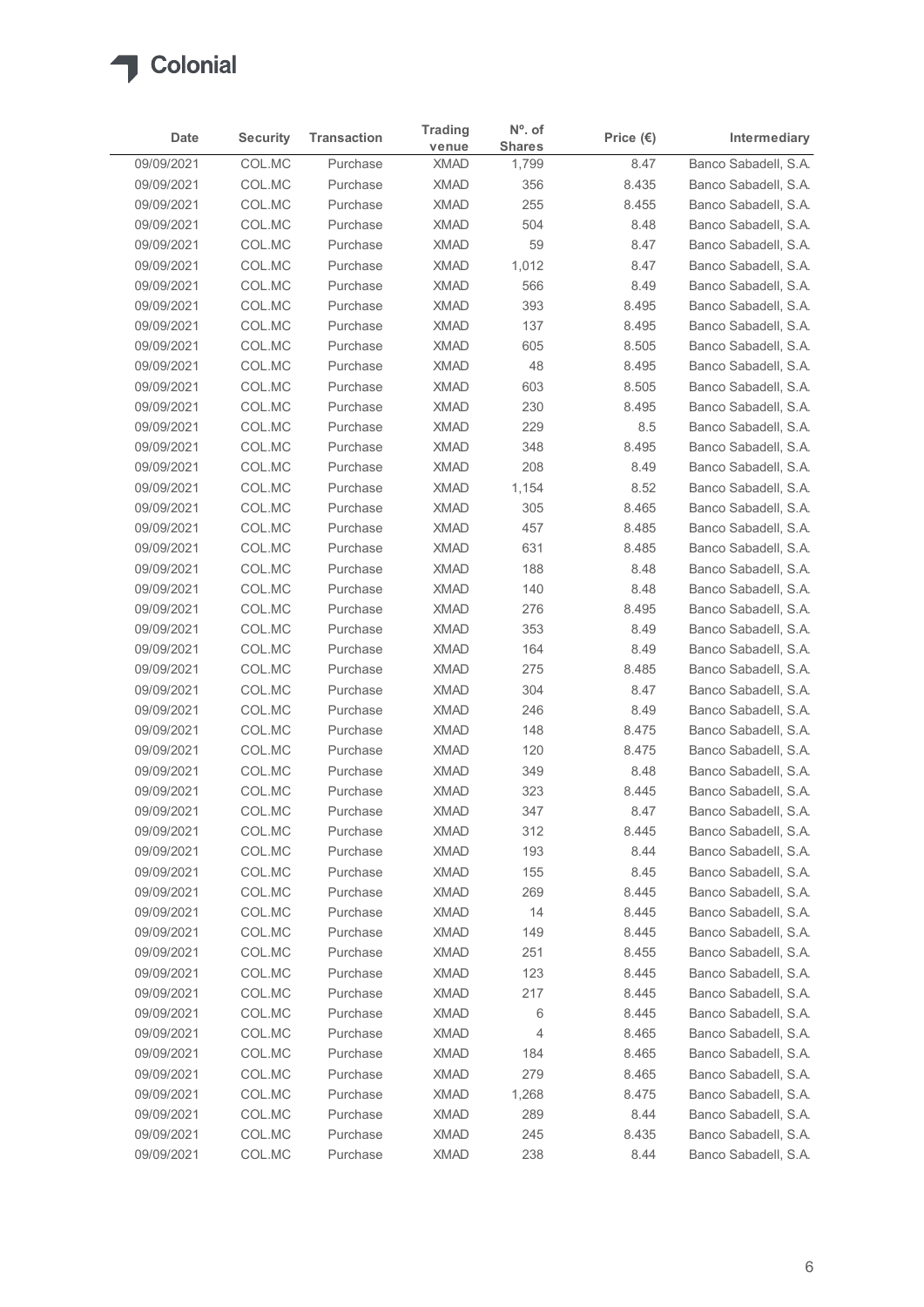Colonial

| Date | Security | Transaction | Trading venue | Nº. of Shares | Price (€) | Intermediary |
|---|---|---|---|---|---|---|
| 09/09/2021 | COL.MC | Purchase | XMAD | 1,799 | 8.47 | Banco Sabadell, S.A. |
| 09/09/2021 | COL.MC | Purchase | XMAD | 356 | 8.435 | Banco Sabadell, S.A. |
| 09/09/2021 | COL.MC | Purchase | XMAD | 255 | 8.455 | Banco Sabadell, S.A. |
| 09/09/2021 | COL.MC | Purchase | XMAD | 504 | 8.48 | Banco Sabadell, S.A. |
| 09/09/2021 | COL.MC | Purchase | XMAD | 59 | 8.47 | Banco Sabadell, S.A. |
| 09/09/2021 | COL.MC | Purchase | XMAD | 1,012 | 8.47 | Banco Sabadell, S.A. |
| 09/09/2021 | COL.MC | Purchase | XMAD | 566 | 8.49 | Banco Sabadell, S.A. |
| 09/09/2021 | COL.MC | Purchase | XMAD | 393 | 8.495 | Banco Sabadell, S.A. |
| 09/09/2021 | COL.MC | Purchase | XMAD | 137 | 8.495 | Banco Sabadell, S.A. |
| 09/09/2021 | COL.MC | Purchase | XMAD | 605 | 8.505 | Banco Sabadell, S.A. |
| 09/09/2021 | COL.MC | Purchase | XMAD | 48 | 8.495 | Banco Sabadell, S.A. |
| 09/09/2021 | COL.MC | Purchase | XMAD | 603 | 8.505 | Banco Sabadell, S.A. |
| 09/09/2021 | COL.MC | Purchase | XMAD | 230 | 8.495 | Banco Sabadell, S.A. |
| 09/09/2021 | COL.MC | Purchase | XMAD | 229 | 8.5 | Banco Sabadell, S.A. |
| 09/09/2021 | COL.MC | Purchase | XMAD | 348 | 8.495 | Banco Sabadell, S.A. |
| 09/09/2021 | COL.MC | Purchase | XMAD | 208 | 8.49 | Banco Sabadell, S.A. |
| 09/09/2021 | COL.MC | Purchase | XMAD | 1,154 | 8.52 | Banco Sabadell, S.A. |
| 09/09/2021 | COL.MC | Purchase | XMAD | 305 | 8.465 | Banco Sabadell, S.A. |
| 09/09/2021 | COL.MC | Purchase | XMAD | 457 | 8.485 | Banco Sabadell, S.A. |
| 09/09/2021 | COL.MC | Purchase | XMAD | 631 | 8.485 | Banco Sabadell, S.A. |
| 09/09/2021 | COL.MC | Purchase | XMAD | 188 | 8.48 | Banco Sabadell, S.A. |
| 09/09/2021 | COL.MC | Purchase | XMAD | 140 | 8.48 | Banco Sabadell, S.A. |
| 09/09/2021 | COL.MC | Purchase | XMAD | 276 | 8.495 | Banco Sabadell, S.A. |
| 09/09/2021 | COL.MC | Purchase | XMAD | 353 | 8.49 | Banco Sabadell, S.A. |
| 09/09/2021 | COL.MC | Purchase | XMAD | 164 | 8.49 | Banco Sabadell, S.A. |
| 09/09/2021 | COL.MC | Purchase | XMAD | 275 | 8.485 | Banco Sabadell, S.A. |
| 09/09/2021 | COL.MC | Purchase | XMAD | 304 | 8.47 | Banco Sabadell, S.A. |
| 09/09/2021 | COL.MC | Purchase | XMAD | 246 | 8.49 | Banco Sabadell, S.A. |
| 09/09/2021 | COL.MC | Purchase | XMAD | 148 | 8.475 | Banco Sabadell, S.A. |
| 09/09/2021 | COL.MC | Purchase | XMAD | 120 | 8.475 | Banco Sabadell, S.A. |
| 09/09/2021 | COL.MC | Purchase | XMAD | 349 | 8.48 | Banco Sabadell, S.A. |
| 09/09/2021 | COL.MC | Purchase | XMAD | 323 | 8.445 | Banco Sabadell, S.A. |
| 09/09/2021 | COL.MC | Purchase | XMAD | 347 | 8.47 | Banco Sabadell, S.A. |
| 09/09/2021 | COL.MC | Purchase | XMAD | 312 | 8.445 | Banco Sabadell, S.A. |
| 09/09/2021 | COL.MC | Purchase | XMAD | 193 | 8.44 | Banco Sabadell, S.A. |
| 09/09/2021 | COL.MC | Purchase | XMAD | 155 | 8.45 | Banco Sabadell, S.A. |
| 09/09/2021 | COL.MC | Purchase | XMAD | 269 | 8.445 | Banco Sabadell, S.A. |
| 09/09/2021 | COL.MC | Purchase | XMAD | 14 | 8.445 | Banco Sabadell, S.A. |
| 09/09/2021 | COL.MC | Purchase | XMAD | 149 | 8.445 | Banco Sabadell, S.A. |
| 09/09/2021 | COL.MC | Purchase | XMAD | 251 | 8.455 | Banco Sabadell, S.A. |
| 09/09/2021 | COL.MC | Purchase | XMAD | 123 | 8.445 | Banco Sabadell, S.A. |
| 09/09/2021 | COL.MC | Purchase | XMAD | 217 | 8.445 | Banco Sabadell, S.A. |
| 09/09/2021 | COL.MC | Purchase | XMAD | 6 | 8.445 | Banco Sabadell, S.A. |
| 09/09/2021 | COL.MC | Purchase | XMAD | 4 | 8.465 | Banco Sabadell, S.A. |
| 09/09/2021 | COL.MC | Purchase | XMAD | 184 | 8.465 | Banco Sabadell, S.A. |
| 09/09/2021 | COL.MC | Purchase | XMAD | 279 | 8.465 | Banco Sabadell, S.A. |
| 09/09/2021 | COL.MC | Purchase | XMAD | 1,268 | 8.475 | Banco Sabadell, S.A. |
| 09/09/2021 | COL.MC | Purchase | XMAD | 289 | 8.44 | Banco Sabadell, S.A. |
| 09/09/2021 | COL.MC | Purchase | XMAD | 245 | 8.435 | Banco Sabadell, S.A. |
| 09/09/2021 | COL.MC | Purchase | XMAD | 238 | 8.44 | Banco Sabadell, S.A. |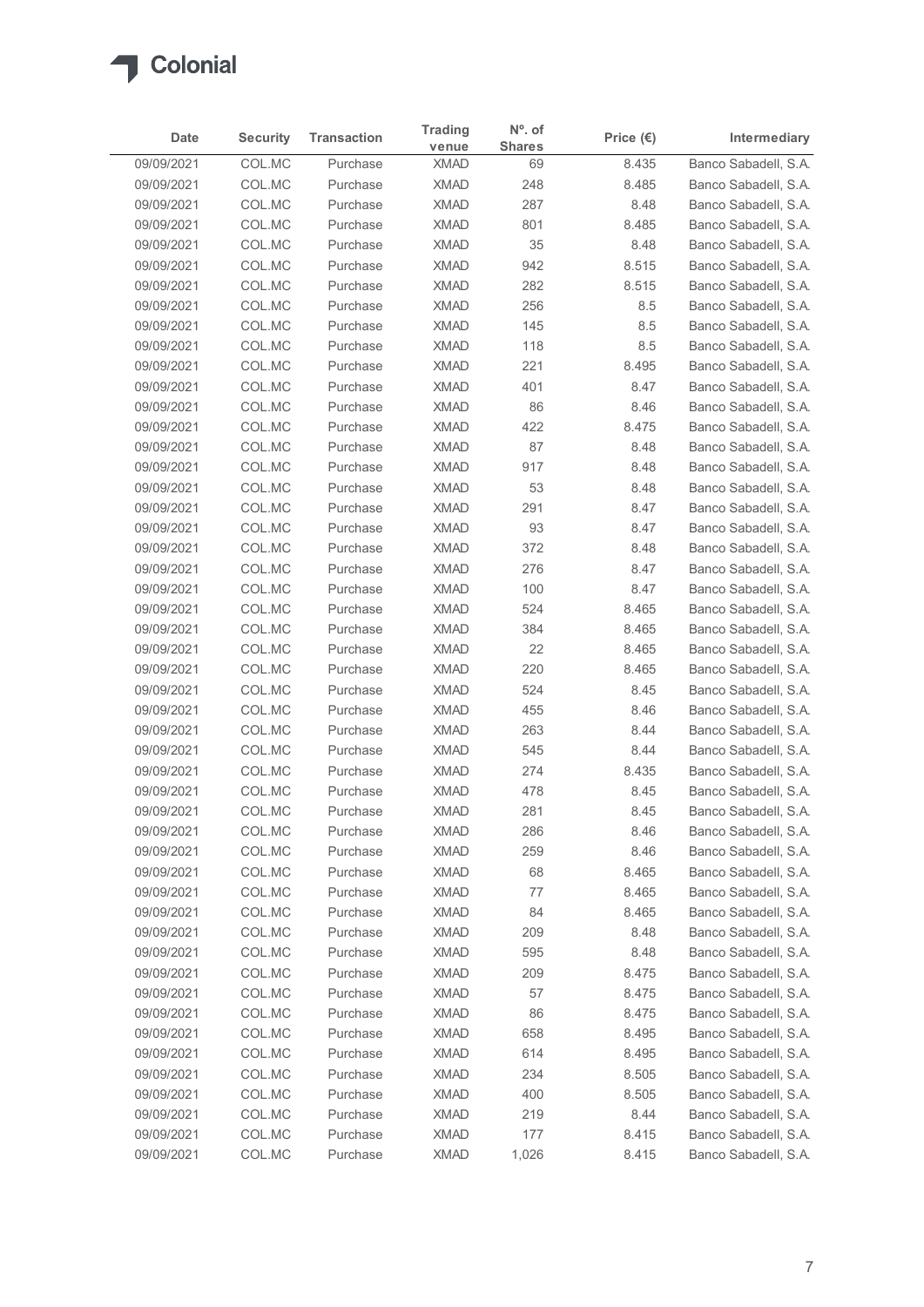# Colonial

| Date | Security | Transaction | Trading venue | Nº. of Shares | Price (€) | Intermediary |
|---|---|---|---|---|---|---|
| 09/09/2021 | COL.MC | Purchase | XMAD | 69 | 8.435 | Banco Sabadell, S.A. |
| 09/09/2021 | COL.MC | Purchase | XMAD | 248 | 8.485 | Banco Sabadell, S.A. |
| 09/09/2021 | COL.MC | Purchase | XMAD | 287 | 8.48 | Banco Sabadell, S.A. |
| 09/09/2021 | COL.MC | Purchase | XMAD | 801 | 8.485 | Banco Sabadell, S.A. |
| 09/09/2021 | COL.MC | Purchase | XMAD | 35 | 8.48 | Banco Sabadell, S.A. |
| 09/09/2021 | COL.MC | Purchase | XMAD | 942 | 8.515 | Banco Sabadell, S.A. |
| 09/09/2021 | COL.MC | Purchase | XMAD | 282 | 8.515 | Banco Sabadell, S.A. |
| 09/09/2021 | COL.MC | Purchase | XMAD | 256 | 8.5 | Banco Sabadell, S.A. |
| 09/09/2021 | COL.MC | Purchase | XMAD | 145 | 8.5 | Banco Sabadell, S.A. |
| 09/09/2021 | COL.MC | Purchase | XMAD | 118 | 8.5 | Banco Sabadell, S.A. |
| 09/09/2021 | COL.MC | Purchase | XMAD | 221 | 8.495 | Banco Sabadell, S.A. |
| 09/09/2021 | COL.MC | Purchase | XMAD | 401 | 8.47 | Banco Sabadell, S.A. |
| 09/09/2021 | COL.MC | Purchase | XMAD | 86 | 8.46 | Banco Sabadell, S.A. |
| 09/09/2021 | COL.MC | Purchase | XMAD | 422 | 8.475 | Banco Sabadell, S.A. |
| 09/09/2021 | COL.MC | Purchase | XMAD | 87 | 8.48 | Banco Sabadell, S.A. |
| 09/09/2021 | COL.MC | Purchase | XMAD | 917 | 8.48 | Banco Sabadell, S.A. |
| 09/09/2021 | COL.MC | Purchase | XMAD | 53 | 8.48 | Banco Sabadell, S.A. |
| 09/09/2021 | COL.MC | Purchase | XMAD | 291 | 8.47 | Banco Sabadell, S.A. |
| 09/09/2021 | COL.MC | Purchase | XMAD | 93 | 8.47 | Banco Sabadell, S.A. |
| 09/09/2021 | COL.MC | Purchase | XMAD | 372 | 8.48 | Banco Sabadell, S.A. |
| 09/09/2021 | COL.MC | Purchase | XMAD | 276 | 8.47 | Banco Sabadell, S.A. |
| 09/09/2021 | COL.MC | Purchase | XMAD | 100 | 8.47 | Banco Sabadell, S.A. |
| 09/09/2021 | COL.MC | Purchase | XMAD | 524 | 8.465 | Banco Sabadell, S.A. |
| 09/09/2021 | COL.MC | Purchase | XMAD | 384 | 8.465 | Banco Sabadell, S.A. |
| 09/09/2021 | COL.MC | Purchase | XMAD | 22 | 8.465 | Banco Sabadell, S.A. |
| 09/09/2021 | COL.MC | Purchase | XMAD | 220 | 8.465 | Banco Sabadell, S.A. |
| 09/09/2021 | COL.MC | Purchase | XMAD | 524 | 8.45 | Banco Sabadell, S.A. |
| 09/09/2021 | COL.MC | Purchase | XMAD | 455 | 8.46 | Banco Sabadell, S.A. |
| 09/09/2021 | COL.MC | Purchase | XMAD | 263 | 8.44 | Banco Sabadell, S.A. |
| 09/09/2021 | COL.MC | Purchase | XMAD | 545 | 8.44 | Banco Sabadell, S.A. |
| 09/09/2021 | COL.MC | Purchase | XMAD | 274 | 8.435 | Banco Sabadell, S.A. |
| 09/09/2021 | COL.MC | Purchase | XMAD | 478 | 8.45 | Banco Sabadell, S.A. |
| 09/09/2021 | COL.MC | Purchase | XMAD | 281 | 8.45 | Banco Sabadell, S.A. |
| 09/09/2021 | COL.MC | Purchase | XMAD | 286 | 8.46 | Banco Sabadell, S.A. |
| 09/09/2021 | COL.MC | Purchase | XMAD | 259 | 8.46 | Banco Sabadell, S.A. |
| 09/09/2021 | COL.MC | Purchase | XMAD | 68 | 8.465 | Banco Sabadell, S.A. |
| 09/09/2021 | COL.MC | Purchase | XMAD | 77 | 8.465 | Banco Sabadell, S.A. |
| 09/09/2021 | COL.MC | Purchase | XMAD | 84 | 8.465 | Banco Sabadell, S.A. |
| 09/09/2021 | COL.MC | Purchase | XMAD | 209 | 8.48 | Banco Sabadell, S.A. |
| 09/09/2021 | COL.MC | Purchase | XMAD | 595 | 8.48 | Banco Sabadell, S.A. |
| 09/09/2021 | COL.MC | Purchase | XMAD | 209 | 8.475 | Banco Sabadell, S.A. |
| 09/09/2021 | COL.MC | Purchase | XMAD | 57 | 8.475 | Banco Sabadell, S.A. |
| 09/09/2021 | COL.MC | Purchase | XMAD | 86 | 8.475 | Banco Sabadell, S.A. |
| 09/09/2021 | COL.MC | Purchase | XMAD | 658 | 8.495 | Banco Sabadell, S.A. |
| 09/09/2021 | COL.MC | Purchase | XMAD | 614 | 8.495 | Banco Sabadell, S.A. |
| 09/09/2021 | COL.MC | Purchase | XMAD | 234 | 8.505 | Banco Sabadell, S.A. |
| 09/09/2021 | COL.MC | Purchase | XMAD | 400 | 8.505 | Banco Sabadell, S.A. |
| 09/09/2021 | COL.MC | Purchase | XMAD | 219 | 8.44 | Banco Sabadell, S.A. |
| 09/09/2021 | COL.MC | Purchase | XMAD | 177 | 8.415 | Banco Sabadell, S.A. |
| 09/09/2021 | COL.MC | Purchase | XMAD | 1,026 | 8.415 | Banco Sabadell, S.A. |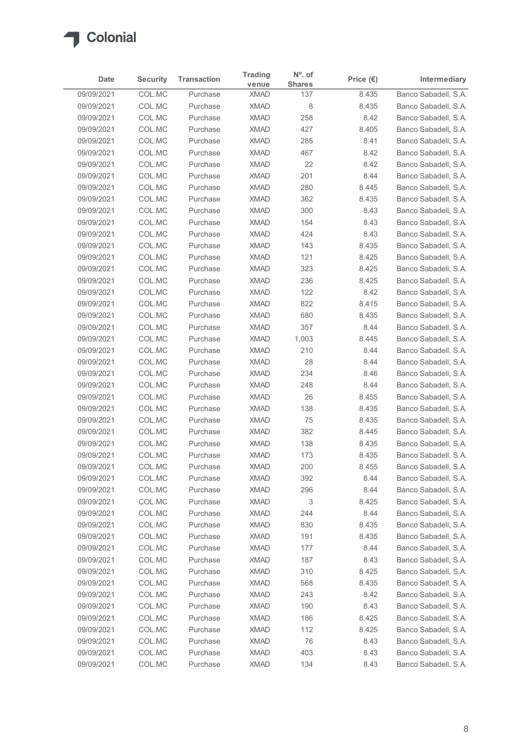Colonial

| Date | Security | Transaction | Trading venue | Nº. of Shares | Price (€) | Intermediary |
|---|---|---|---|---|---|---|
| 09/09/2021 | COL.MC | Purchase | XMAD | 137 | 8.435 | Banco Sabadell, S.A. |
| 09/09/2021 | COL.MC | Purchase | XMAD | 8 | 8.435 | Banco Sabadell, S.A. |
| 09/09/2021 | COL.MC | Purchase | XMAD | 258 | 8.42 | Banco Sabadell, S.A. |
| 09/09/2021 | COL.MC | Purchase | XMAD | 427 | 8.405 | Banco Sabadell, S.A. |
| 09/09/2021 | COL.MC | Purchase | XMAD | 285 | 8.41 | Banco Sabadell, S.A. |
| 09/09/2021 | COL.MC | Purchase | XMAD | 467 | 8.42 | Banco Sabadell, S.A. |
| 09/09/2021 | COL.MC | Purchase | XMAD | 22 | 8.42 | Banco Sabadell, S.A. |
| 09/09/2021 | COL.MC | Purchase | XMAD | 201 | 8.44 | Banco Sabadell, S.A. |
| 09/09/2021 | COL.MC | Purchase | XMAD | 280 | 8.445 | Banco Sabadell, S.A. |
| 09/09/2021 | COL.MC | Purchase | XMAD | 362 | 8.435 | Banco Sabadell, S.A. |
| 09/09/2021 | COL.MC | Purchase | XMAD | 300 | 8.43 | Banco Sabadell, S.A. |
| 09/09/2021 | COL.MC | Purchase | XMAD | 154 | 8.43 | Banco Sabadell, S.A. |
| 09/09/2021 | COL.MC | Purchase | XMAD | 424 | 8.43 | Banco Sabadell, S.A. |
| 09/09/2021 | COL.MC | Purchase | XMAD | 143 | 8.435 | Banco Sabadell, S.A. |
| 09/09/2021 | COL.MC | Purchase | XMAD | 121 | 8.425 | Banco Sabadell, S.A. |
| 09/09/2021 | COL.MC | Purchase | XMAD | 323 | 8.425 | Banco Sabadell, S.A. |
| 09/09/2021 | COL.MC | Purchase | XMAD | 236 | 8.425 | Banco Sabadell, S.A. |
| 09/09/2021 | COL.MC | Purchase | XMAD | 122 | 8.42 | Banco Sabadell, S.A. |
| 09/09/2021 | COL.MC | Purchase | XMAD | 822 | 8.415 | Banco Sabadell, S.A. |
| 09/09/2021 | COL.MC | Purchase | XMAD | 680 | 8.435 | Banco Sabadell, S.A. |
| 09/09/2021 | COL.MC | Purchase | XMAD | 357 | 8.44 | Banco Sabadell, S.A. |
| 09/09/2021 | COL.MC | Purchase | XMAD | 1,003 | 8.445 | Banco Sabadell, S.A. |
| 09/09/2021 | COL.MC | Purchase | XMAD | 210 | 8.44 | Banco Sabadell, S.A. |
| 09/09/2021 | COL.MC | Purchase | XMAD | 28 | 8.44 | Banco Sabadell, S.A. |
| 09/09/2021 | COL.MC | Purchase | XMAD | 234 | 8.46 | Banco Sabadell, S.A. |
| 09/09/2021 | COL.MC | Purchase | XMAD | 248 | 8.44 | Banco Sabadell, S.A. |
| 09/09/2021 | COL.MC | Purchase | XMAD | 26 | 8.455 | Banco Sabadell, S.A. |
| 09/09/2021 | COL.MC | Purchase | XMAD | 138 | 8.435 | Banco Sabadell, S.A. |
| 09/09/2021 | COL.MC | Purchase | XMAD | 75 | 8.435 | Banco Sabadell, S.A. |
| 09/09/2021 | COL.MC | Purchase | XMAD | 382 | 8.445 | Banco Sabadell, S.A. |
| 09/09/2021 | COL.MC | Purchase | XMAD | 138 | 8.435 | Banco Sabadell, S.A. |
| 09/09/2021 | COL.MC | Purchase | XMAD | 173 | 8.435 | Banco Sabadell, S.A. |
| 09/09/2021 | COL.MC | Purchase | XMAD | 200 | 8.455 | Banco Sabadell, S.A. |
| 09/09/2021 | COL.MC | Purchase | XMAD | 392 | 8.44 | Banco Sabadell, S.A. |
| 09/09/2021 | COL.MC | Purchase | XMAD | 296 | 8.44 | Banco Sabadell, S.A. |
| 09/09/2021 | COL.MC | Purchase | XMAD | 3 | 8.425 | Banco Sabadell, S.A. |
| 09/09/2021 | COL.MC | Purchase | XMAD | 244 | 8.44 | Banco Sabadell, S.A. |
| 09/09/2021 | COL.MC | Purchase | XMAD | 830 | 8.435 | Banco Sabadell, S.A. |
| 09/09/2021 | COL.MC | Purchase | XMAD | 191 | 8.435 | Banco Sabadell, S.A. |
| 09/09/2021 | COL.MC | Purchase | XMAD | 177 | 8.44 | Banco Sabadell, S.A. |
| 09/09/2021 | COL.MC | Purchase | XMAD | 187 | 8.43 | Banco Sabadell, S.A. |
| 09/09/2021 | COL.MC | Purchase | XMAD | 310 | 8.425 | Banco Sabadell, S.A. |
| 09/09/2021 | COL.MC | Purchase | XMAD | 568 | 8.435 | Banco Sabadell, S.A. |
| 09/09/2021 | COL.MC | Purchase | XMAD | 243 | 8.42 | Banco Sabadell, S.A. |
| 09/09/2021 | COL.MC | Purchase | XMAD | 190 | 8.43 | Banco Sabadell, S.A. |
| 09/09/2021 | COL.MC | Purchase | XMAD | 186 | 8.425 | Banco Sabadell, S.A. |
| 09/09/2021 | COL.MC | Purchase | XMAD | 112 | 8.425 | Banco Sabadell, S.A. |
| 09/09/2021 | COL.MC | Purchase | XMAD | 76 | 8.43 | Banco Sabadell, S.A. |
| 09/09/2021 | COL.MC | Purchase | XMAD | 403 | 8.43 | Banco Sabadell, S.A. |
| 09/09/2021 | COL.MC | Purchase | XMAD | 134 | 8.43 | Banco Sabadell, S.A. |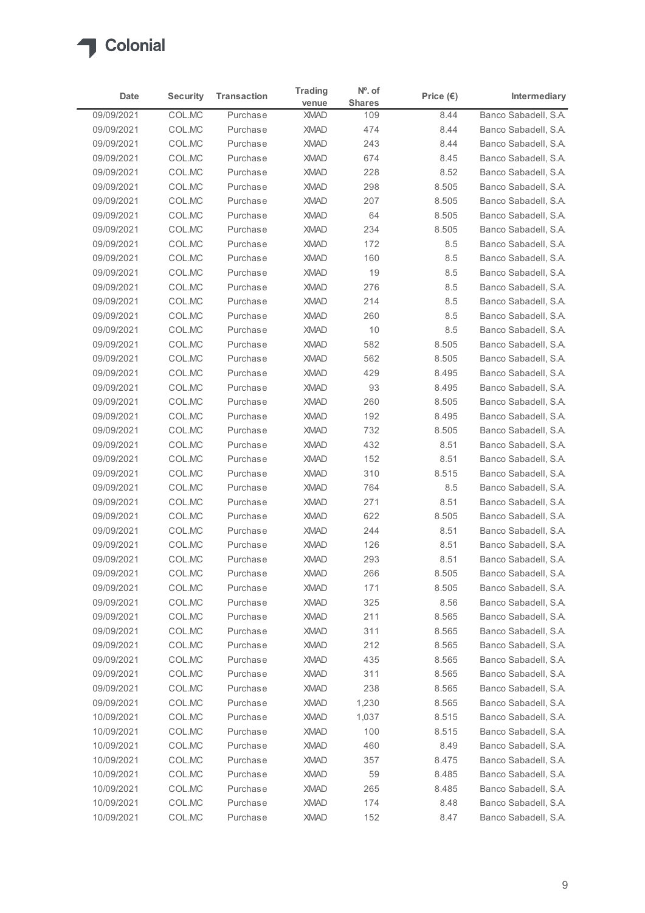Colonial

| Date | Security | Transaction | Trading venue | Nº. of Shares | Price (€) | Intermediary |
|---|---|---|---|---|---|---|
| 09/09/2021 | COL.MC | Purchase | XMAD | 109 | 8.44 | Banco Sabadell, S.A. |
| 09/09/2021 | COL.MC | Purchase | XMAD | 474 | 8.44 | Banco Sabadell, S.A. |
| 09/09/2021 | COL.MC | Purchase | XMAD | 243 | 8.44 | Banco Sabadell, S.A. |
| 09/09/2021 | COL.MC | Purchase | XMAD | 674 | 8.45 | Banco Sabadell, S.A. |
| 09/09/2021 | COL.MC | Purchase | XMAD | 228 | 8.52 | Banco Sabadell, S.A. |
| 09/09/2021 | COL.MC | Purchase | XMAD | 298 | 8.505 | Banco Sabadell, S.A. |
| 09/09/2021 | COL.MC | Purchase | XMAD | 207 | 8.505 | Banco Sabadell, S.A. |
| 09/09/2021 | COL.MC | Purchase | XMAD | 64 | 8.505 | Banco Sabadell, S.A. |
| 09/09/2021 | COL.MC | Purchase | XMAD | 234 | 8.505 | Banco Sabadell, S.A. |
| 09/09/2021 | COL.MC | Purchase | XMAD | 172 | 8.5 | Banco Sabadell, S.A. |
| 09/09/2021 | COL.MC | Purchase | XMAD | 160 | 8.5 | Banco Sabadell, S.A. |
| 09/09/2021 | COL.MC | Purchase | XMAD | 19 | 8.5 | Banco Sabadell, S.A. |
| 09/09/2021 | COL.MC | Purchase | XMAD | 276 | 8.5 | Banco Sabadell, S.A. |
| 09/09/2021 | COL.MC | Purchase | XMAD | 214 | 8.5 | Banco Sabadell, S.A. |
| 09/09/2021 | COL.MC | Purchase | XMAD | 260 | 8.5 | Banco Sabadell, S.A. |
| 09/09/2021 | COL.MC | Purchase | XMAD | 10 | 8.5 | Banco Sabadell, S.A. |
| 09/09/2021 | COL.MC | Purchase | XMAD | 582 | 8.505 | Banco Sabadell, S.A. |
| 09/09/2021 | COL.MC | Purchase | XMAD | 562 | 8.505 | Banco Sabadell, S.A. |
| 09/09/2021 | COL.MC | Purchase | XMAD | 429 | 8.495 | Banco Sabadell, S.A. |
| 09/09/2021 | COL.MC | Purchase | XMAD | 93 | 8.495 | Banco Sabadell, S.A. |
| 09/09/2021 | COL.MC | Purchase | XMAD | 260 | 8.505 | Banco Sabadell, S.A. |
| 09/09/2021 | COL.MC | Purchase | XMAD | 192 | 8.495 | Banco Sabadell, S.A. |
| 09/09/2021 | COL.MC | Purchase | XMAD | 732 | 8.505 | Banco Sabadell, S.A. |
| 09/09/2021 | COL.MC | Purchase | XMAD | 432 | 8.51 | Banco Sabadell, S.A. |
| 09/09/2021 | COL.MC | Purchase | XMAD | 152 | 8.51 | Banco Sabadell, S.A. |
| 09/09/2021 | COL.MC | Purchase | XMAD | 310 | 8.515 | Banco Sabadell, S.A. |
| 09/09/2021 | COL.MC | Purchase | XMAD | 764 | 8.5 | Banco Sabadell, S.A. |
| 09/09/2021 | COL.MC | Purchase | XMAD | 271 | 8.51 | Banco Sabadell, S.A. |
| 09/09/2021 | COL.MC | Purchase | XMAD | 622 | 8.505 | Banco Sabadell, S.A. |
| 09/09/2021 | COL.MC | Purchase | XMAD | 244 | 8.51 | Banco Sabadell, S.A. |
| 09/09/2021 | COL.MC | Purchase | XMAD | 126 | 8.51 | Banco Sabadell, S.A. |
| 09/09/2021 | COL.MC | Purchase | XMAD | 293 | 8.51 | Banco Sabadell, S.A. |
| 09/09/2021 | COL.MC | Purchase | XMAD | 266 | 8.505 | Banco Sabadell, S.A. |
| 09/09/2021 | COL.MC | Purchase | XMAD | 171 | 8.505 | Banco Sabadell, S.A. |
| 09/09/2021 | COL.MC | Purchase | XMAD | 325 | 8.56 | Banco Sabadell, S.A. |
| 09/09/2021 | COL.MC | Purchase | XMAD | 211 | 8.565 | Banco Sabadell, S.A. |
| 09/09/2021 | COL.MC | Purchase | XMAD | 311 | 8.565 | Banco Sabadell, S.A. |
| 09/09/2021 | COL.MC | Purchase | XMAD | 212 | 8.565 | Banco Sabadell, S.A. |
| 09/09/2021 | COL.MC | Purchase | XMAD | 435 | 8.565 | Banco Sabadell, S.A. |
| 09/09/2021 | COL.MC | Purchase | XMAD | 311 | 8.565 | Banco Sabadell, S.A. |
| 09/09/2021 | COL.MC | Purchase | XMAD | 238 | 8.565 | Banco Sabadell, S.A. |
| 09/09/2021 | COL.MC | Purchase | XMAD | 1,230 | 8.565 | Banco Sabadell, S.A. |
| 10/09/2021 | COL.MC | Purchase | XMAD | 1,037 | 8.515 | Banco Sabadell, S.A. |
| 10/09/2021 | COL.MC | Purchase | XMAD | 100 | 8.515 | Banco Sabadell, S.A. |
| 10/09/2021 | COL.MC | Purchase | XMAD | 460 | 8.49 | Banco Sabadell, S.A. |
| 10/09/2021 | COL.MC | Purchase | XMAD | 357 | 8.475 | Banco Sabadell, S.A. |
| 10/09/2021 | COL.MC | Purchase | XMAD | 59 | 8.485 | Banco Sabadell, S.A. |
| 10/09/2021 | COL.MC | Purchase | XMAD | 265 | 8.485 | Banco Sabadell, S.A. |
| 10/09/2021 | COL.MC | Purchase | XMAD | 174 | 8.48 | Banco Sabadell, S.A. |
| 10/09/2021 | COL.MC | Purchase | XMAD | 152 | 8.47 | Banco Sabadell, S.A. |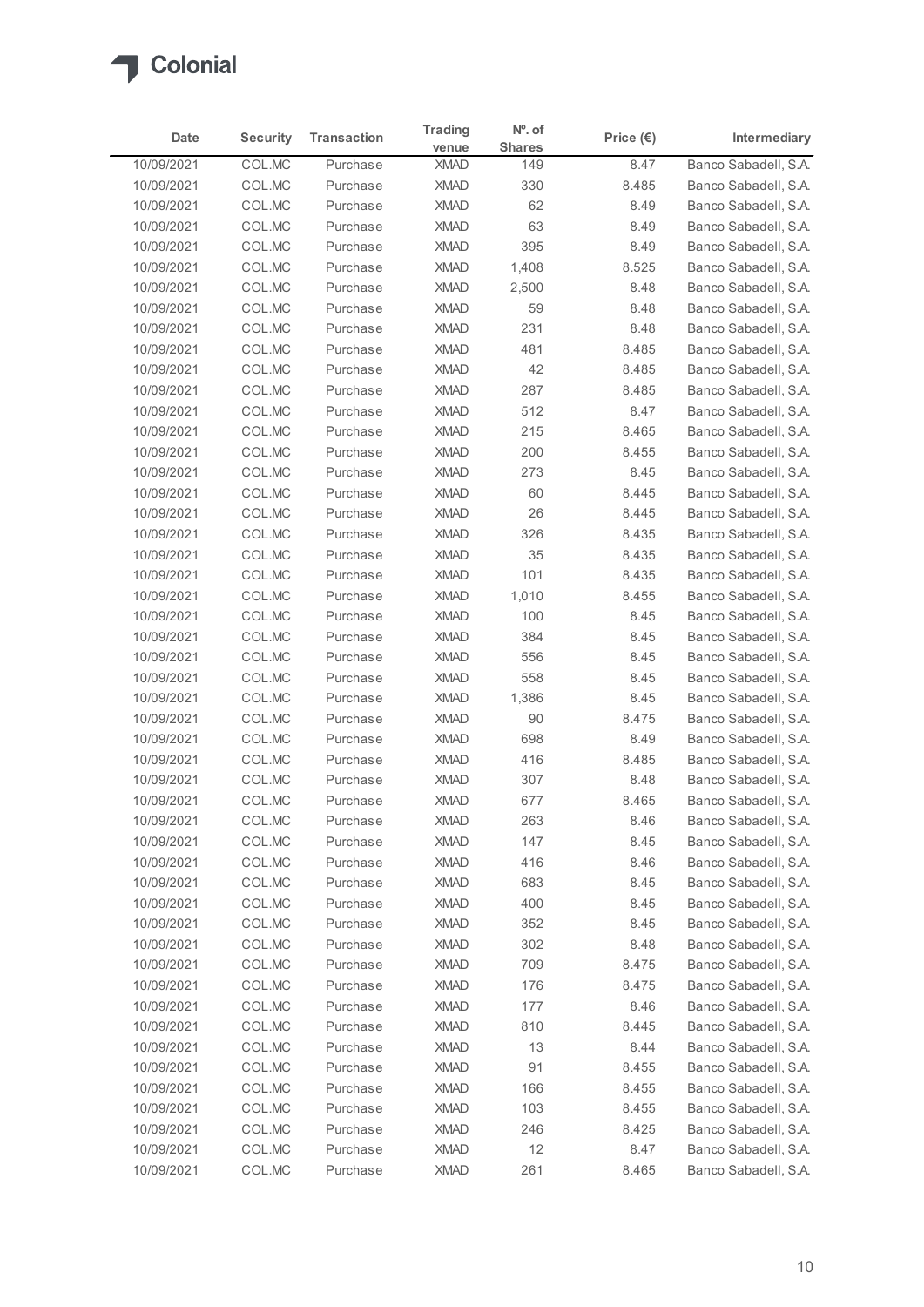Colonial

| Date | Security | Transaction | Trading venue | Nº. of Shares | Price (€) | Intermediary |
|---|---|---|---|---|---|---|
| 10/09/2021 | COL.MC | Purchase | XMAD | 149 | 8.47 | Banco Sabadell, S.A. |
| 10/09/2021 | COL.MC | Purchase | XMAD | 330 | 8.485 | Banco Sabadell, S.A. |
| 10/09/2021 | COL.MC | Purchase | XMAD | 62 | 8.49 | Banco Sabadell, S.A. |
| 10/09/2021 | COL.MC | Purchase | XMAD | 63 | 8.49 | Banco Sabadell, S.A. |
| 10/09/2021 | COL.MC | Purchase | XMAD | 395 | 8.49 | Banco Sabadell, S.A. |
| 10/09/2021 | COL.MC | Purchase | XMAD | 1,408 | 8.525 | Banco Sabadell, S.A. |
| 10/09/2021 | COL.MC | Purchase | XMAD | 2,500 | 8.48 | Banco Sabadell, S.A. |
| 10/09/2021 | COL.MC | Purchase | XMAD | 59 | 8.48 | Banco Sabadell, S.A. |
| 10/09/2021 | COL.MC | Purchase | XMAD | 231 | 8.48 | Banco Sabadell, S.A. |
| 10/09/2021 | COL.MC | Purchase | XMAD | 481 | 8.485 | Banco Sabadell, S.A. |
| 10/09/2021 | COL.MC | Purchase | XMAD | 42 | 8.485 | Banco Sabadell, S.A. |
| 10/09/2021 | COL.MC | Purchase | XMAD | 287 | 8.485 | Banco Sabadell, S.A. |
| 10/09/2021 | COL.MC | Purchase | XMAD | 512 | 8.47 | Banco Sabadell, S.A. |
| 10/09/2021 | COL.MC | Purchase | XMAD | 215 | 8.465 | Banco Sabadell, S.A. |
| 10/09/2021 | COL.MC | Purchase | XMAD | 200 | 8.455 | Banco Sabadell, S.A. |
| 10/09/2021 | COL.MC | Purchase | XMAD | 273 | 8.45 | Banco Sabadell, S.A. |
| 10/09/2021 | COL.MC | Purchase | XMAD | 60 | 8.445 | Banco Sabadell, S.A. |
| 10/09/2021 | COL.MC | Purchase | XMAD | 26 | 8.445 | Banco Sabadell, S.A. |
| 10/09/2021 | COL.MC | Purchase | XMAD | 326 | 8.435 | Banco Sabadell, S.A. |
| 10/09/2021 | COL.MC | Purchase | XMAD | 35 | 8.435 | Banco Sabadell, S.A. |
| 10/09/2021 | COL.MC | Purchase | XMAD | 101 | 8.435 | Banco Sabadell, S.A. |
| 10/09/2021 | COL.MC | Purchase | XMAD | 1,010 | 8.455 | Banco Sabadell, S.A. |
| 10/09/2021 | COL.MC | Purchase | XMAD | 100 | 8.45 | Banco Sabadell, S.A. |
| 10/09/2021 | COL.MC | Purchase | XMAD | 384 | 8.45 | Banco Sabadell, S.A. |
| 10/09/2021 | COL.MC | Purchase | XMAD | 556 | 8.45 | Banco Sabadell, S.A. |
| 10/09/2021 | COL.MC | Purchase | XMAD | 558 | 8.45 | Banco Sabadell, S.A. |
| 10/09/2021 | COL.MC | Purchase | XMAD | 1,386 | 8.45 | Banco Sabadell, S.A. |
| 10/09/2021 | COL.MC | Purchase | XMAD | 90 | 8.475 | Banco Sabadell, S.A. |
| 10/09/2021 | COL.MC | Purchase | XMAD | 698 | 8.49 | Banco Sabadell, S.A. |
| 10/09/2021 | COL.MC | Purchase | XMAD | 416 | 8.485 | Banco Sabadell, S.A. |
| 10/09/2021 | COL.MC | Purchase | XMAD | 307 | 8.48 | Banco Sabadell, S.A. |
| 10/09/2021 | COL.MC | Purchase | XMAD | 677 | 8.465 | Banco Sabadell, S.A. |
| 10/09/2021 | COL.MC | Purchase | XMAD | 263 | 8.46 | Banco Sabadell, S.A. |
| 10/09/2021 | COL.MC | Purchase | XMAD | 147 | 8.45 | Banco Sabadell, S.A. |
| 10/09/2021 | COL.MC | Purchase | XMAD | 416 | 8.46 | Banco Sabadell, S.A. |
| 10/09/2021 | COL.MC | Purchase | XMAD | 683 | 8.45 | Banco Sabadell, S.A. |
| 10/09/2021 | COL.MC | Purchase | XMAD | 400 | 8.45 | Banco Sabadell, S.A. |
| 10/09/2021 | COL.MC | Purchase | XMAD | 352 | 8.45 | Banco Sabadell, S.A. |
| 10/09/2021 | COL.MC | Purchase | XMAD | 302 | 8.48 | Banco Sabadell, S.A. |
| 10/09/2021 | COL.MC | Purchase | XMAD | 709 | 8.475 | Banco Sabadell, S.A. |
| 10/09/2021 | COL.MC | Purchase | XMAD | 176 | 8.475 | Banco Sabadell, S.A. |
| 10/09/2021 | COL.MC | Purchase | XMAD | 177 | 8.46 | Banco Sabadell, S.A. |
| 10/09/2021 | COL.MC | Purchase | XMAD | 810 | 8.445 | Banco Sabadell, S.A. |
| 10/09/2021 | COL.MC | Purchase | XMAD | 13 | 8.44 | Banco Sabadell, S.A. |
| 10/09/2021 | COL.MC | Purchase | XMAD | 91 | 8.455 | Banco Sabadell, S.A. |
| 10/09/2021 | COL.MC | Purchase | XMAD | 166 | 8.455 | Banco Sabadell, S.A. |
| 10/09/2021 | COL.MC | Purchase | XMAD | 103 | 8.455 | Banco Sabadell, S.A. |
| 10/09/2021 | COL.MC | Purchase | XMAD | 246 | 8.425 | Banco Sabadell, S.A. |
| 10/09/2021 | COL.MC | Purchase | XMAD | 12 | 8.47 | Banco Sabadell, S.A. |
| 10/09/2021 | COL.MC | Purchase | XMAD | 261 | 8.465 | Banco Sabadell, S.A. |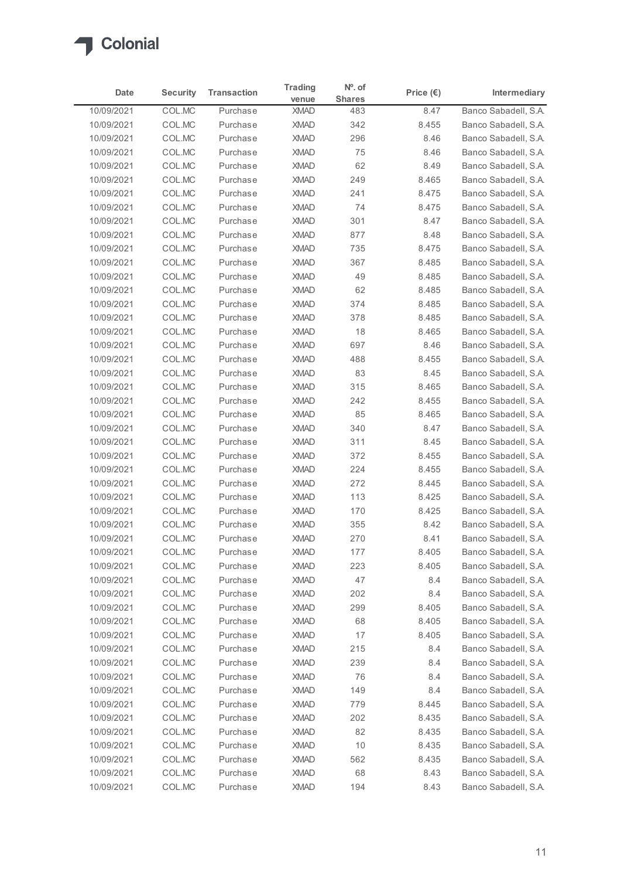Colonial

| Date | Security | Transaction | Trading venue | Nº. of Shares | Price (€) | Intermediary |
|---|---|---|---|---|---|---|
| 10/09/2021 | COL.MC | Purchase | XMAD | 483 | 8.47 | Banco Sabadell, S.A. |
| 10/09/2021 | COL.MC | Purchase | XMAD | 342 | 8.455 | Banco Sabadell, S.A. |
| 10/09/2021 | COL.MC | Purchase | XMAD | 296 | 8.46 | Banco Sabadell, S.A. |
| 10/09/2021 | COL.MC | Purchase | XMAD | 75 | 8.46 | Banco Sabadell, S.A. |
| 10/09/2021 | COL.MC | Purchase | XMAD | 62 | 8.49 | Banco Sabadell, S.A. |
| 10/09/2021 | COL.MC | Purchase | XMAD | 249 | 8.465 | Banco Sabadell, S.A. |
| 10/09/2021 | COL.MC | Purchase | XMAD | 241 | 8.475 | Banco Sabadell, S.A. |
| 10/09/2021 | COL.MC | Purchase | XMAD | 74 | 8.475 | Banco Sabadell, S.A. |
| 10/09/2021 | COL.MC | Purchase | XMAD | 301 | 8.47 | Banco Sabadell, S.A. |
| 10/09/2021 | COL.MC | Purchase | XMAD | 877 | 8.48 | Banco Sabadell, S.A. |
| 10/09/2021 | COL.MC | Purchase | XMAD | 735 | 8.475 | Banco Sabadell, S.A. |
| 10/09/2021 | COL.MC | Purchase | XMAD | 367 | 8.485 | Banco Sabadell, S.A. |
| 10/09/2021 | COL.MC | Purchase | XMAD | 49 | 8.485 | Banco Sabadell, S.A. |
| 10/09/2021 | COL.MC | Purchase | XMAD | 62 | 8.485 | Banco Sabadell, S.A. |
| 10/09/2021 | COL.MC | Purchase | XMAD | 374 | 8.485 | Banco Sabadell, S.A. |
| 10/09/2021 | COL.MC | Purchase | XMAD | 378 | 8.485 | Banco Sabadell, S.A. |
| 10/09/2021 | COL.MC | Purchase | XMAD | 18 | 8.465 | Banco Sabadell, S.A. |
| 10/09/2021 | COL.MC | Purchase | XMAD | 697 | 8.46 | Banco Sabadell, S.A. |
| 10/09/2021 | COL.MC | Purchase | XMAD | 488 | 8.455 | Banco Sabadell, S.A. |
| 10/09/2021 | COL.MC | Purchase | XMAD | 83 | 8.45 | Banco Sabadell, S.A. |
| 10/09/2021 | COL.MC | Purchase | XMAD | 315 | 8.465 | Banco Sabadell, S.A. |
| 10/09/2021 | COL.MC | Purchase | XMAD | 242 | 8.455 | Banco Sabadell, S.A. |
| 10/09/2021 | COL.MC | Purchase | XMAD | 85 | 8.465 | Banco Sabadell, S.A. |
| 10/09/2021 | COL.MC | Purchase | XMAD | 340 | 8.47 | Banco Sabadell, S.A. |
| 10/09/2021 | COL.MC | Purchase | XMAD | 311 | 8.45 | Banco Sabadell, S.A. |
| 10/09/2021 | COL.MC | Purchase | XMAD | 372 | 8.455 | Banco Sabadell, S.A. |
| 10/09/2021 | COL.MC | Purchase | XMAD | 224 | 8.455 | Banco Sabadell, S.A. |
| 10/09/2021 | COL.MC | Purchase | XMAD | 272 | 8.445 | Banco Sabadell, S.A. |
| 10/09/2021 | COL.MC | Purchase | XMAD | 113 | 8.425 | Banco Sabadell, S.A. |
| 10/09/2021 | COL.MC | Purchase | XMAD | 170 | 8.425 | Banco Sabadell, S.A. |
| 10/09/2021 | COL.MC | Purchase | XMAD | 355 | 8.42 | Banco Sabadell, S.A. |
| 10/09/2021 | COL.MC | Purchase | XMAD | 270 | 8.41 | Banco Sabadell, S.A. |
| 10/09/2021 | COL.MC | Purchase | XMAD | 177 | 8.405 | Banco Sabadell, S.A. |
| 10/09/2021 | COL.MC | Purchase | XMAD | 223 | 8.405 | Banco Sabadell, S.A. |
| 10/09/2021 | COL.MC | Purchase | XMAD | 47 | 8.4 | Banco Sabadell, S.A. |
| 10/09/2021 | COL.MC | Purchase | XMAD | 202 | 8.4 | Banco Sabadell, S.A. |
| 10/09/2021 | COL.MC | Purchase | XMAD | 299 | 8.405 | Banco Sabadell, S.A. |
| 10/09/2021 | COL.MC | Purchase | XMAD | 68 | 8.405 | Banco Sabadell, S.A. |
| 10/09/2021 | COL.MC | Purchase | XMAD | 17 | 8.405 | Banco Sabadell, S.A. |
| 10/09/2021 | COL.MC | Purchase | XMAD | 215 | 8.4 | Banco Sabadell, S.A. |
| 10/09/2021 | COL.MC | Purchase | XMAD | 239 | 8.4 | Banco Sabadell, S.A. |
| 10/09/2021 | COL.MC | Purchase | XMAD | 76 | 8.4 | Banco Sabadell, S.A. |
| 10/09/2021 | COL.MC | Purchase | XMAD | 149 | 8.4 | Banco Sabadell, S.A. |
| 10/09/2021 | COL.MC | Purchase | XMAD | 779 | 8.445 | Banco Sabadell, S.A. |
| 10/09/2021 | COL.MC | Purchase | XMAD | 202 | 8.435 | Banco Sabadell, S.A. |
| 10/09/2021 | COL.MC | Purchase | XMAD | 82 | 8.435 | Banco Sabadell, S.A. |
| 10/09/2021 | COL.MC | Purchase | XMAD | 10 | 8.435 | Banco Sabadell, S.A. |
| 10/09/2021 | COL.MC | Purchase | XMAD | 562 | 8.435 | Banco Sabadell, S.A. |
| 10/09/2021 | COL.MC | Purchase | XMAD | 68 | 8.43 | Banco Sabadell, S.A. |
| 10/09/2021 | COL.MC | Purchase | XMAD | 194 | 8.43 | Banco Sabadell, S.A. |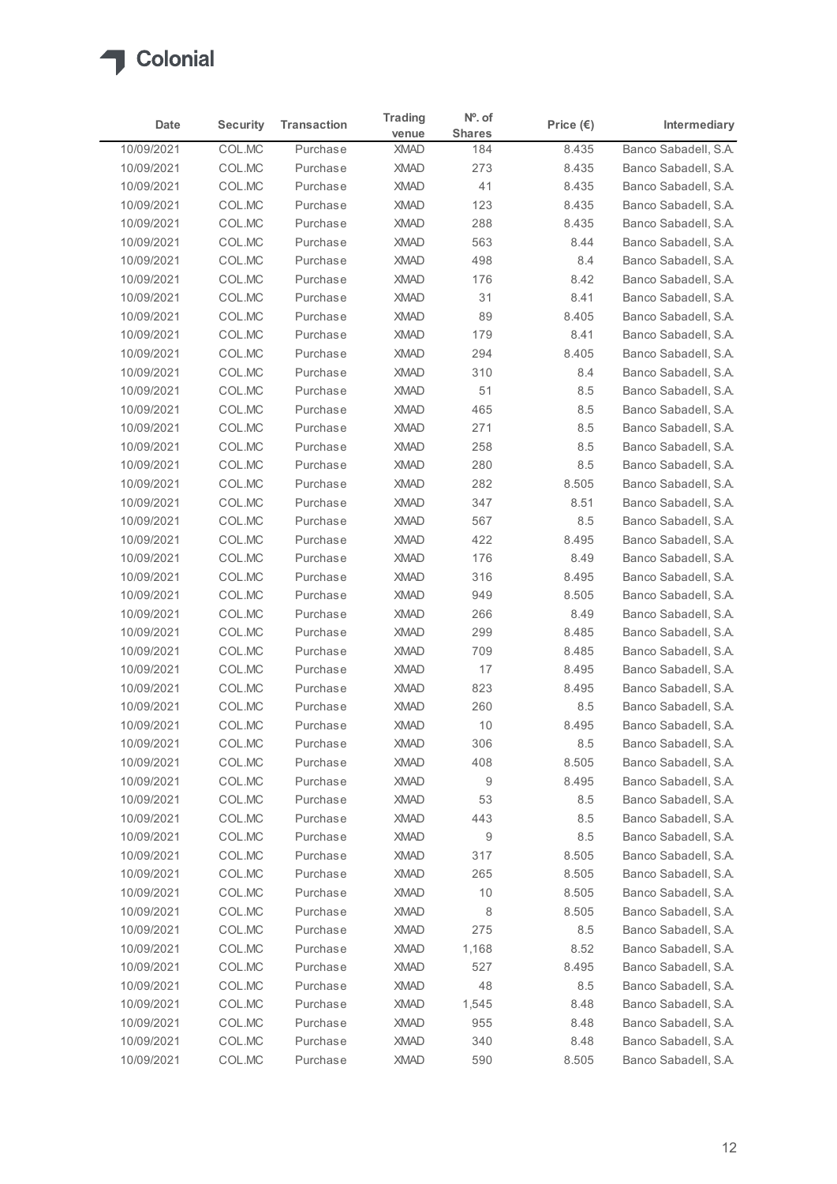| Date | Security | Transaction | Trading venue | Nº. of Shares | Price (€) | Intermediary |
|---|---|---|---|---|---|---|
| 10/09/2021 | COL.MC | Purchase | XMAD | 184 | 8.435 | Banco Sabadell, S.A. |
| 10/09/2021 | COL.MC | Purchase | XMAD | 273 | 8.435 | Banco Sabadell, S.A. |
| 10/09/2021 | COL.MC | Purchase | XMAD | 41 | 8.435 | Banco Sabadell, S.A. |
| 10/09/2021 | COL.MC | Purchase | XMAD | 123 | 8.435 | Banco Sabadell, S.A. |
| 10/09/2021 | COL.MC | Purchase | XMAD | 288 | 8.435 | Banco Sabadell, S.A. |
| 10/09/2021 | COL.MC | Purchase | XMAD | 563 | 8.44 | Banco Sabadell, S.A. |
| 10/09/2021 | COL.MC | Purchase | XMAD | 498 | 8.4 | Banco Sabadell, S.A. |
| 10/09/2021 | COL.MC | Purchase | XMAD | 176 | 8.42 | Banco Sabadell, S.A. |
| 10/09/2021 | COL.MC | Purchase | XMAD | 31 | 8.41 | Banco Sabadell, S.A. |
| 10/09/2021 | COL.MC | Purchase | XMAD | 89 | 8.405 | Banco Sabadell, S.A. |
| 10/09/2021 | COL.MC | Purchase | XMAD | 179 | 8.41 | Banco Sabadell, S.A. |
| 10/09/2021 | COL.MC | Purchase | XMAD | 294 | 8.405 | Banco Sabadell, S.A. |
| 10/09/2021 | COL.MC | Purchase | XMAD | 310 | 8.4 | Banco Sabadell, S.A. |
| 10/09/2021 | COL.MC | Purchase | XMAD | 51 | 8.5 | Banco Sabadell, S.A. |
| 10/09/2021 | COL.MC | Purchase | XMAD | 465 | 8.5 | Banco Sabadell, S.A. |
| 10/09/2021 | COL.MC | Purchase | XMAD | 271 | 8.5 | Banco Sabadell, S.A. |
| 10/09/2021 | COL.MC | Purchase | XMAD | 258 | 8.5 | Banco Sabadell, S.A. |
| 10/09/2021 | COL.MC | Purchase | XMAD | 280 | 8.5 | Banco Sabadell, S.A. |
| 10/09/2021 | COL.MC | Purchase | XMAD | 282 | 8.505 | Banco Sabadell, S.A. |
| 10/09/2021 | COL.MC | Purchase | XMAD | 347 | 8.51 | Banco Sabadell, S.A. |
| 10/09/2021 | COL.MC | Purchase | XMAD | 567 | 8.5 | Banco Sabadell, S.A. |
| 10/09/2021 | COL.MC | Purchase | XMAD | 422 | 8.495 | Banco Sabadell, S.A. |
| 10/09/2021 | COL.MC | Purchase | XMAD | 176 | 8.49 | Banco Sabadell, S.A. |
| 10/09/2021 | COL.MC | Purchase | XMAD | 316 | 8.495 | Banco Sabadell, S.A. |
| 10/09/2021 | COL.MC | Purchase | XMAD | 949 | 8.505 | Banco Sabadell, S.A. |
| 10/09/2021 | COL.MC | Purchase | XMAD | 266 | 8.49 | Banco Sabadell, S.A. |
| 10/09/2021 | COL.MC | Purchase | XMAD | 299 | 8.485 | Banco Sabadell, S.A. |
| 10/09/2021 | COL.MC | Purchase | XMAD | 709 | 8.485 | Banco Sabadell, S.A. |
| 10/09/2021 | COL.MC | Purchase | XMAD | 17 | 8.495 | Banco Sabadell, S.A. |
| 10/09/2021 | COL.MC | Purchase | XMAD | 823 | 8.495 | Banco Sabadell, S.A. |
| 10/09/2021 | COL.MC | Purchase | XMAD | 260 | 8.5 | Banco Sabadell, S.A. |
| 10/09/2021 | COL.MC | Purchase | XMAD | 10 | 8.495 | Banco Sabadell, S.A. |
| 10/09/2021 | COL.MC | Purchase | XMAD | 306 | 8.5 | Banco Sabadell, S.A. |
| 10/09/2021 | COL.MC | Purchase | XMAD | 408 | 8.505 | Banco Sabadell, S.A. |
| 10/09/2021 | COL.MC | Purchase | XMAD | 9 | 8.495 | Banco Sabadell, S.A. |
| 10/09/2021 | COL.MC | Purchase | XMAD | 53 | 8.5 | Banco Sabadell, S.A. |
| 10/09/2021 | COL.MC | Purchase | XMAD | 443 | 8.5 | Banco Sabadell, S.A. |
| 10/09/2021 | COL.MC | Purchase | XMAD | 9 | 8.5 | Banco Sabadell, S.A. |
| 10/09/2021 | COL.MC | Purchase | XMAD | 317 | 8.505 | Banco Sabadell, S.A. |
| 10/09/2021 | COL.MC | Purchase | XMAD | 265 | 8.505 | Banco Sabadell, S.A. |
| 10/09/2021 | COL.MC | Purchase | XMAD | 10 | 8.505 | Banco Sabadell, S.A. |
| 10/09/2021 | COL.MC | Purchase | XMAD | 8 | 8.505 | Banco Sabadell, S.A. |
| 10/09/2021 | COL.MC | Purchase | XMAD | 275 | 8.5 | Banco Sabadell, S.A. |
| 10/09/2021 | COL.MC | Purchase | XMAD | 1,168 | 8.52 | Banco Sabadell, S.A. |
| 10/09/2021 | COL.MC | Purchase | XMAD | 527 | 8.495 | Banco Sabadell, S.A. |
| 10/09/2021 | COL.MC | Purchase | XMAD | 48 | 8.5 | Banco Sabadell, S.A. |
| 10/09/2021 | COL.MC | Purchase | XMAD | 1,545 | 8.48 | Banco Sabadell, S.A. |
| 10/09/2021 | COL.MC | Purchase | XMAD | 955 | 8.48 | Banco Sabadell, S.A. |
| 10/09/2021 | COL.MC | Purchase | XMAD | 340 | 8.48 | Banco Sabadell, S.A. |
| 10/09/2021 | COL.MC | Purchase | XMAD | 590 | 8.505 | Banco Sabadell, S.A. |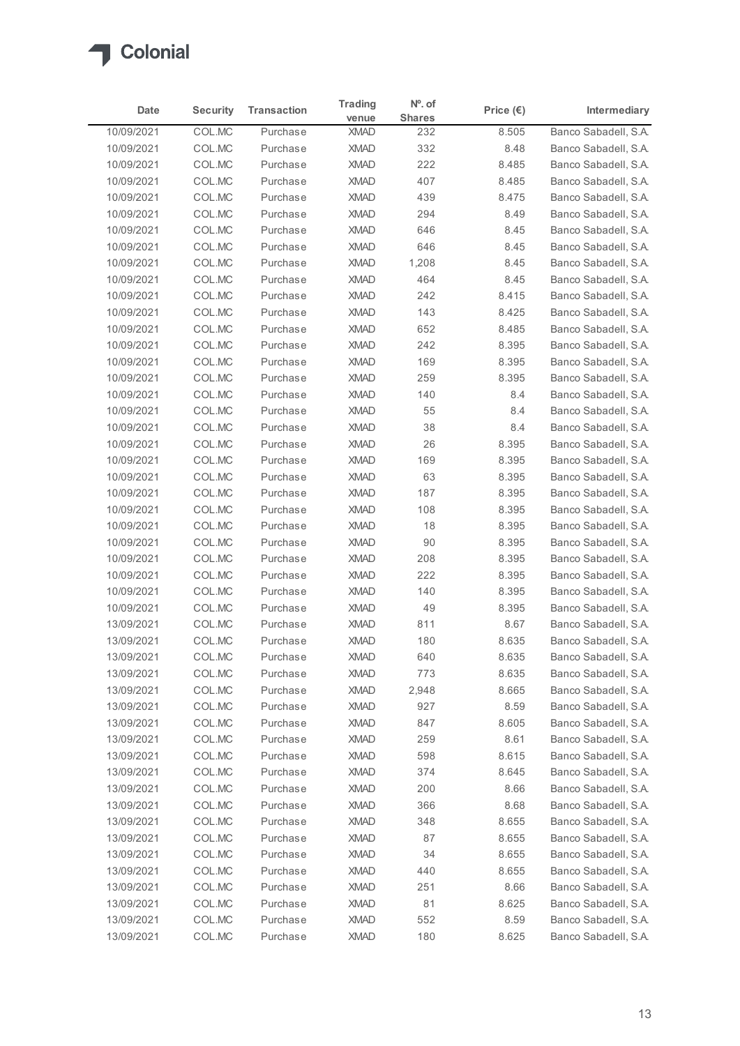# Colonial

| Date | Security | Transaction | Trading venue | Nº. of Shares | Price (€) | Intermediary |
|---|---|---|---|---|---|---|
| 10/09/2021 | COL.MC | Purchase | XMAD | 232 | 8.505 | Banco Sabadell, S.A. |
| 10/09/2021 | COL.MC | Purchase | XMAD | 332 | 8.48 | Banco Sabadell, S.A. |
| 10/09/2021 | COL.MC | Purchase | XMAD | 222 | 8.485 | Banco Sabadell, S.A. |
| 10/09/2021 | COL.MC | Purchase | XMAD | 407 | 8.485 | Banco Sabadell, S.A. |
| 10/09/2021 | COL.MC | Purchase | XMAD | 439 | 8.475 | Banco Sabadell, S.A. |
| 10/09/2021 | COL.MC | Purchase | XMAD | 294 | 8.49 | Banco Sabadell, S.A. |
| 10/09/2021 | COL.MC | Purchase | XMAD | 646 | 8.45 | Banco Sabadell, S.A. |
| 10/09/2021 | COL.MC | Purchase | XMAD | 646 | 8.45 | Banco Sabadell, S.A. |
| 10/09/2021 | COL.MC | Purchase | XMAD | 1,208 | 8.45 | Banco Sabadell, S.A. |
| 10/09/2021 | COL.MC | Purchase | XMAD | 464 | 8.45 | Banco Sabadell, S.A. |
| 10/09/2021 | COL.MC | Purchase | XMAD | 242 | 8.415 | Banco Sabadell, S.A. |
| 10/09/2021 | COL.MC | Purchase | XMAD | 143 | 8.425 | Banco Sabadell, S.A. |
| 10/09/2021 | COL.MC | Purchase | XMAD | 652 | 8.485 | Banco Sabadell, S.A. |
| 10/09/2021 | COL.MC | Purchase | XMAD | 242 | 8.395 | Banco Sabadell, S.A. |
| 10/09/2021 | COL.MC | Purchase | XMAD | 169 | 8.395 | Banco Sabadell, S.A. |
| 10/09/2021 | COL.MC | Purchase | XMAD | 259 | 8.395 | Banco Sabadell, S.A. |
| 10/09/2021 | COL.MC | Purchase | XMAD | 140 | 8.4 | Banco Sabadell, S.A. |
| 10/09/2021 | COL.MC | Purchase | XMAD | 55 | 8.4 | Banco Sabadell, S.A. |
| 10/09/2021 | COL.MC | Purchase | XMAD | 38 | 8.4 | Banco Sabadell, S.A. |
| 10/09/2021 | COL.MC | Purchase | XMAD | 26 | 8.395 | Banco Sabadell, S.A. |
| 10/09/2021 | COL.MC | Purchase | XMAD | 169 | 8.395 | Banco Sabadell, S.A. |
| 10/09/2021 | COL.MC | Purchase | XMAD | 63 | 8.395 | Banco Sabadell, S.A. |
| 10/09/2021 | COL.MC | Purchase | XMAD | 187 | 8.395 | Banco Sabadell, S.A. |
| 10/09/2021 | COL.MC | Purchase | XMAD | 108 | 8.395 | Banco Sabadell, S.A. |
| 10/09/2021 | COL.MC | Purchase | XMAD | 18 | 8.395 | Banco Sabadell, S.A. |
| 10/09/2021 | COL.MC | Purchase | XMAD | 90 | 8.395 | Banco Sabadell, S.A. |
| 10/09/2021 | COL.MC | Purchase | XMAD | 208 | 8.395 | Banco Sabadell, S.A. |
| 10/09/2021 | COL.MC | Purchase | XMAD | 222 | 8.395 | Banco Sabadell, S.A. |
| 10/09/2021 | COL.MC | Purchase | XMAD | 140 | 8.395 | Banco Sabadell, S.A. |
| 10/09/2021 | COL.MC | Purchase | XMAD | 49 | 8.395 | Banco Sabadell, S.A. |
| 13/09/2021 | COL.MC | Purchase | XMAD | 811 | 8.67 | Banco Sabadell, S.A. |
| 13/09/2021 | COL.MC | Purchase | XMAD | 180 | 8.635 | Banco Sabadell, S.A. |
| 13/09/2021 | COL.MC | Purchase | XMAD | 640 | 8.635 | Banco Sabadell, S.A. |
| 13/09/2021 | COL.MC | Purchase | XMAD | 773 | 8.635 | Banco Sabadell, S.A. |
| 13/09/2021 | COL.MC | Purchase | XMAD | 2,948 | 8.665 | Banco Sabadell, S.A. |
| 13/09/2021 | COL.MC | Purchase | XMAD | 927 | 8.59 | Banco Sabadell, S.A. |
| 13/09/2021 | COL.MC | Purchase | XMAD | 847 | 8.605 | Banco Sabadell, S.A. |
| 13/09/2021 | COL.MC | Purchase | XMAD | 259 | 8.61 | Banco Sabadell, S.A. |
| 13/09/2021 | COL.MC | Purchase | XMAD | 598 | 8.615 | Banco Sabadell, S.A. |
| 13/09/2021 | COL.MC | Purchase | XMAD | 374 | 8.645 | Banco Sabadell, S.A. |
| 13/09/2021 | COL.MC | Purchase | XMAD | 200 | 8.66 | Banco Sabadell, S.A. |
| 13/09/2021 | COL.MC | Purchase | XMAD | 366 | 8.68 | Banco Sabadell, S.A. |
| 13/09/2021 | COL.MC | Purchase | XMAD | 348 | 8.655 | Banco Sabadell, S.A. |
| 13/09/2021 | COL.MC | Purchase | XMAD | 87 | 8.655 | Banco Sabadell, S.A. |
| 13/09/2021 | COL.MC | Purchase | XMAD | 34 | 8.655 | Banco Sabadell, S.A. |
| 13/09/2021 | COL.MC | Purchase | XMAD | 440 | 8.655 | Banco Sabadell, S.A. |
| 13/09/2021 | COL.MC | Purchase | XMAD | 251 | 8.66 | Banco Sabadell, S.A. |
| 13/09/2021 | COL.MC | Purchase | XMAD | 81 | 8.625 | Banco Sabadell, S.A. |
| 13/09/2021 | COL.MC | Purchase | XMAD | 552 | 8.59 | Banco Sabadell, S.A. |
| 13/09/2021 | COL.MC | Purchase | XMAD | 180 | 8.625 | Banco Sabadell, S.A. |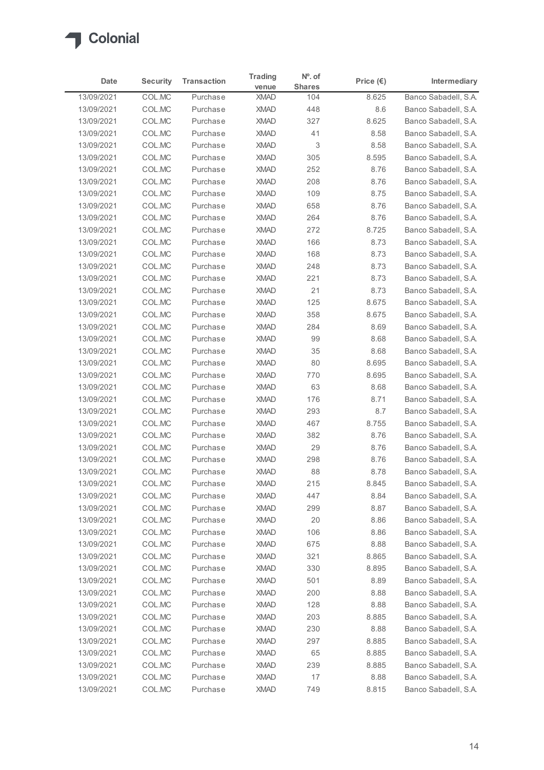Colonial

| Date | Security | Transaction | Trading venue | Nº. of Shares | Price (€) | Intermediary |
|---|---|---|---|---|---|---|
| 13/09/2021 | COL.MC | Purchase | XMAD | 104 | 8.625 | Banco Sabadell, S.A. |
| 13/09/2021 | COL.MC | Purchase | XMAD | 448 | 8.6 | Banco Sabadell, S.A. |
| 13/09/2021 | COL.MC | Purchase | XMAD | 327 | 8.625 | Banco Sabadell, S.A. |
| 13/09/2021 | COL.MC | Purchase | XMAD | 41 | 8.58 | Banco Sabadell, S.A. |
| 13/09/2021 | COL.MC | Purchase | XMAD | 3 | 8.58 | Banco Sabadell, S.A. |
| 13/09/2021 | COL.MC | Purchase | XMAD | 305 | 8.595 | Banco Sabadell, S.A. |
| 13/09/2021 | COL.MC | Purchase | XMAD | 252 | 8.76 | Banco Sabadell, S.A. |
| 13/09/2021 | COL.MC | Purchase | XMAD | 208 | 8.76 | Banco Sabadell, S.A. |
| 13/09/2021 | COL.MC | Purchase | XMAD | 109 | 8.75 | Banco Sabadell, S.A. |
| 13/09/2021 | COL.MC | Purchase | XMAD | 658 | 8.76 | Banco Sabadell, S.A. |
| 13/09/2021 | COL.MC | Purchase | XMAD | 264 | 8.76 | Banco Sabadell, S.A. |
| 13/09/2021 | COL.MC | Purchase | XMAD | 272 | 8.725 | Banco Sabadell, S.A. |
| 13/09/2021 | COL.MC | Purchase | XMAD | 166 | 8.73 | Banco Sabadell, S.A. |
| 13/09/2021 | COL.MC | Purchase | XMAD | 168 | 8.73 | Banco Sabadell, S.A. |
| 13/09/2021 | COL.MC | Purchase | XMAD | 248 | 8.73 | Banco Sabadell, S.A. |
| 13/09/2021 | COL.MC | Purchase | XMAD | 221 | 8.73 | Banco Sabadell, S.A. |
| 13/09/2021 | COL.MC | Purchase | XMAD | 21 | 8.73 | Banco Sabadell, S.A. |
| 13/09/2021 | COL.MC | Purchase | XMAD | 125 | 8.675 | Banco Sabadell, S.A. |
| 13/09/2021 | COL.MC | Purchase | XMAD | 358 | 8.675 | Banco Sabadell, S.A. |
| 13/09/2021 | COL.MC | Purchase | XMAD | 284 | 8.69 | Banco Sabadell, S.A. |
| 13/09/2021 | COL.MC | Purchase | XMAD | 99 | 8.68 | Banco Sabadell, S.A. |
| 13/09/2021 | COL.MC | Purchase | XMAD | 35 | 8.68 | Banco Sabadell, S.A. |
| 13/09/2021 | COL.MC | Purchase | XMAD | 80 | 8.695 | Banco Sabadell, S.A. |
| 13/09/2021 | COL.MC | Purchase | XMAD | 770 | 8.695 | Banco Sabadell, S.A. |
| 13/09/2021 | COL.MC | Purchase | XMAD | 63 | 8.68 | Banco Sabadell, S.A. |
| 13/09/2021 | COL.MC | Purchase | XMAD | 176 | 8.71 | Banco Sabadell, S.A. |
| 13/09/2021 | COL.MC | Purchase | XMAD | 293 | 8.7 | Banco Sabadell, S.A. |
| 13/09/2021 | COL.MC | Purchase | XMAD | 467 | 8.755 | Banco Sabadell, S.A. |
| 13/09/2021 | COL.MC | Purchase | XMAD | 382 | 8.76 | Banco Sabadell, S.A. |
| 13/09/2021 | COL.MC | Purchase | XMAD | 29 | 8.76 | Banco Sabadell, S.A. |
| 13/09/2021 | COL.MC | Purchase | XMAD | 298 | 8.76 | Banco Sabadell, S.A. |
| 13/09/2021 | COL.MC | Purchase | XMAD | 88 | 8.78 | Banco Sabadell, S.A. |
| 13/09/2021 | COL.MC | Purchase | XMAD | 215 | 8.845 | Banco Sabadell, S.A. |
| 13/09/2021 | COL.MC | Purchase | XMAD | 447 | 8.84 | Banco Sabadell, S.A. |
| 13/09/2021 | COL.MC | Purchase | XMAD | 299 | 8.87 | Banco Sabadell, S.A. |
| 13/09/2021 | COL.MC | Purchase | XMAD | 20 | 8.86 | Banco Sabadell, S.A. |
| 13/09/2021 | COL.MC | Purchase | XMAD | 106 | 8.86 | Banco Sabadell, S.A. |
| 13/09/2021 | COL.MC | Purchase | XMAD | 675 | 8.88 | Banco Sabadell, S.A. |
| 13/09/2021 | COL.MC | Purchase | XMAD | 321 | 8.865 | Banco Sabadell, S.A. |
| 13/09/2021 | COL.MC | Purchase | XMAD | 330 | 8.895 | Banco Sabadell, S.A. |
| 13/09/2021 | COL.MC | Purchase | XMAD | 501 | 8.89 | Banco Sabadell, S.A. |
| 13/09/2021 | COL.MC | Purchase | XMAD | 200 | 8.88 | Banco Sabadell, S.A. |
| 13/09/2021 | COL.MC | Purchase | XMAD | 128 | 8.88 | Banco Sabadell, S.A. |
| 13/09/2021 | COL.MC | Purchase | XMAD | 203 | 8.885 | Banco Sabadell, S.A. |
| 13/09/2021 | COL.MC | Purchase | XMAD | 230 | 8.88 | Banco Sabadell, S.A. |
| 13/09/2021 | COL.MC | Purchase | XMAD | 297 | 8.885 | Banco Sabadell, S.A. |
| 13/09/2021 | COL.MC | Purchase | XMAD | 65 | 8.885 | Banco Sabadell, S.A. |
| 13/09/2021 | COL.MC | Purchase | XMAD | 239 | 8.885 | Banco Sabadell, S.A. |
| 13/09/2021 | COL.MC | Purchase | XMAD | 17 | 8.88 | Banco Sabadell, S.A. |
| 13/09/2021 | COL.MC | Purchase | XMAD | 749 | 8.815 | Banco Sabadell, S.A. |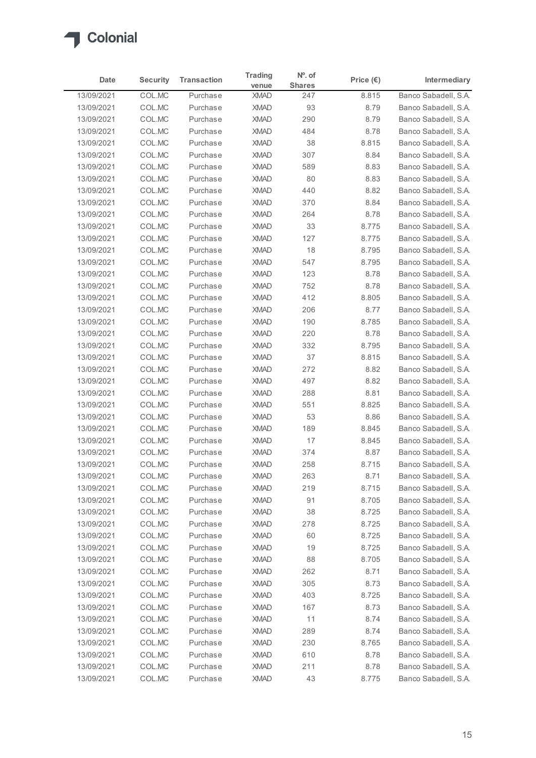Colonial

| Date | Security | Transaction | Trading venue | Nº. of Shares | Price (€) | Intermediary |
|---|---|---|---|---|---|---|
| 13/09/2021 | COL.MC | Purchase | XMAD | 247 | 8.815 | Banco Sabadell, S.A. |
| 13/09/2021 | COL.MC | Purchase | XMAD | 93 | 8.79 | Banco Sabadell, S.A. |
| 13/09/2021 | COL.MC | Purchase | XMAD | 290 | 8.79 | Banco Sabadell, S.A. |
| 13/09/2021 | COL.MC | Purchase | XMAD | 484 | 8.78 | Banco Sabadell, S.A. |
| 13/09/2021 | COL.MC | Purchase | XMAD | 38 | 8.815 | Banco Sabadell, S.A. |
| 13/09/2021 | COL.MC | Purchase | XMAD | 307 | 8.84 | Banco Sabadell, S.A. |
| 13/09/2021 | COL.MC | Purchase | XMAD | 589 | 8.83 | Banco Sabadell, S.A. |
| 13/09/2021 | COL.MC | Purchase | XMAD | 80 | 8.83 | Banco Sabadell, S.A. |
| 13/09/2021 | COL.MC | Purchase | XMAD | 440 | 8.82 | Banco Sabadell, S.A. |
| 13/09/2021 | COL.MC | Purchase | XMAD | 370 | 8.84 | Banco Sabadell, S.A. |
| 13/09/2021 | COL.MC | Purchase | XMAD | 264 | 8.78 | Banco Sabadell, S.A. |
| 13/09/2021 | COL.MC | Purchase | XMAD | 33 | 8.775 | Banco Sabadell, S.A. |
| 13/09/2021 | COL.MC | Purchase | XMAD | 127 | 8.775 | Banco Sabadell, S.A. |
| 13/09/2021 | COL.MC | Purchase | XMAD | 18 | 8.795 | Banco Sabadell, S.A. |
| 13/09/2021 | COL.MC | Purchase | XMAD | 547 | 8.795 | Banco Sabadell, S.A. |
| 13/09/2021 | COL.MC | Purchase | XMAD | 123 | 8.78 | Banco Sabadell, S.A. |
| 13/09/2021 | COL.MC | Purchase | XMAD | 752 | 8.78 | Banco Sabadell, S.A. |
| 13/09/2021 | COL.MC | Purchase | XMAD | 412 | 8.805 | Banco Sabadell, S.A. |
| 13/09/2021 | COL.MC | Purchase | XMAD | 206 | 8.77 | Banco Sabadell, S.A. |
| 13/09/2021 | COL.MC | Purchase | XMAD | 190 | 8.785 | Banco Sabadell, S.A. |
| 13/09/2021 | COL.MC | Purchase | XMAD | 220 | 8.78 | Banco Sabadell, S.A. |
| 13/09/2021 | COL.MC | Purchase | XMAD | 332 | 8.795 | Banco Sabadell, S.A. |
| 13/09/2021 | COL.MC | Purchase | XMAD | 37 | 8.815 | Banco Sabadell, S.A. |
| 13/09/2021 | COL.MC | Purchase | XMAD | 272 | 8.82 | Banco Sabadell, S.A. |
| 13/09/2021 | COL.MC | Purchase | XMAD | 497 | 8.82 | Banco Sabadell, S.A. |
| 13/09/2021 | COL.MC | Purchase | XMAD | 288 | 8.81 | Banco Sabadell, S.A. |
| 13/09/2021 | COL.MC | Purchase | XMAD | 551 | 8.825 | Banco Sabadell, S.A. |
| 13/09/2021 | COL.MC | Purchase | XMAD | 53 | 8.86 | Banco Sabadell, S.A. |
| 13/09/2021 | COL.MC | Purchase | XMAD | 189 | 8.845 | Banco Sabadell, S.A. |
| 13/09/2021 | COL.MC | Purchase | XMAD | 17 | 8.845 | Banco Sabadell, S.A. |
| 13/09/2021 | COL.MC | Purchase | XMAD | 374 | 8.87 | Banco Sabadell, S.A. |
| 13/09/2021 | COL.MC | Purchase | XMAD | 258 | 8.715 | Banco Sabadell, S.A. |
| 13/09/2021 | COL.MC | Purchase | XMAD | 263 | 8.71 | Banco Sabadell, S.A. |
| 13/09/2021 | COL.MC | Purchase | XMAD | 219 | 8.715 | Banco Sabadell, S.A. |
| 13/09/2021 | COL.MC | Purchase | XMAD | 91 | 8.705 | Banco Sabadell, S.A. |
| 13/09/2021 | COL.MC | Purchase | XMAD | 38 | 8.725 | Banco Sabadell, S.A. |
| 13/09/2021 | COL.MC | Purchase | XMAD | 278 | 8.725 | Banco Sabadell, S.A. |
| 13/09/2021 | COL.MC | Purchase | XMAD | 60 | 8.725 | Banco Sabadell, S.A. |
| 13/09/2021 | COL.MC | Purchase | XMAD | 19 | 8.725 | Banco Sabadell, S.A. |
| 13/09/2021 | COL.MC | Purchase | XMAD | 88 | 8.705 | Banco Sabadell, S.A. |
| 13/09/2021 | COL.MC | Purchase | XMAD | 262 | 8.71 | Banco Sabadell, S.A. |
| 13/09/2021 | COL.MC | Purchase | XMAD | 305 | 8.73 | Banco Sabadell, S.A. |
| 13/09/2021 | COL.MC | Purchase | XMAD | 403 | 8.725 | Banco Sabadell, S.A. |
| 13/09/2021 | COL.MC | Purchase | XMAD | 167 | 8.73 | Banco Sabadell, S.A. |
| 13/09/2021 | COL.MC | Purchase | XMAD | 11 | 8.74 | Banco Sabadell, S.A. |
| 13/09/2021 | COL.MC | Purchase | XMAD | 289 | 8.74 | Banco Sabadell, S.A. |
| 13/09/2021 | COL.MC | Purchase | XMAD | 230 | 8.765 | Banco Sabadell, S.A. |
| 13/09/2021 | COL.MC | Purchase | XMAD | 610 | 8.78 | Banco Sabadell, S.A. |
| 13/09/2021 | COL.MC | Purchase | XMAD | 211 | 8.78 | Banco Sabadell, S.A. |
| 13/09/2021 | COL.MC | Purchase | XMAD | 43 | 8.775 | Banco Sabadell, S.A. |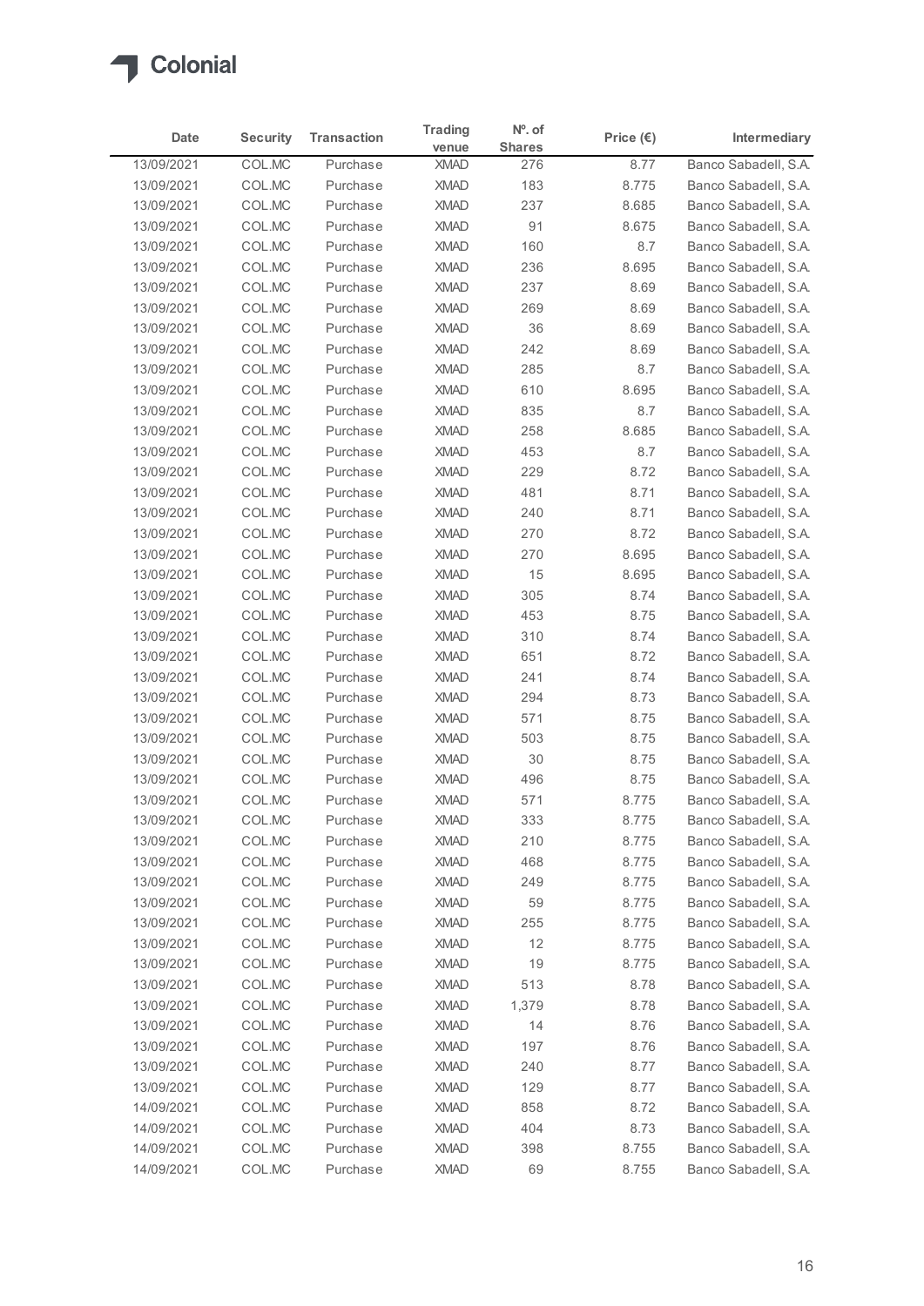| Date | Security | Transaction | Trading venue | Nº. of Shares | Price (€) | Intermediary |
|---|---|---|---|---|---|---|
| 13/09/2021 | COL.MC | Purchase | XMAD | 276 | 8.77 | Banco Sabadell, S.A. |
| 13/09/2021 | COL.MC | Purchase | XMAD | 183 | 8.775 | Banco Sabadell, S.A. |
| 13/09/2021 | COL.MC | Purchase | XMAD | 237 | 8.685 | Banco Sabadell, S.A. |
| 13/09/2021 | COL.MC | Purchase | XMAD | 91 | 8.675 | Banco Sabadell, S.A. |
| 13/09/2021 | COL.MC | Purchase | XMAD | 160 | 8.7 | Banco Sabadell, S.A. |
| 13/09/2021 | COL.MC | Purchase | XMAD | 236 | 8.695 | Banco Sabadell, S.A. |
| 13/09/2021 | COL.MC | Purchase | XMAD | 237 | 8.69 | Banco Sabadell, S.A. |
| 13/09/2021 | COL.MC | Purchase | XMAD | 269 | 8.69 | Banco Sabadell, S.A. |
| 13/09/2021 | COL.MC | Purchase | XMAD | 36 | 8.69 | Banco Sabadell, S.A. |
| 13/09/2021 | COL.MC | Purchase | XMAD | 242 | 8.69 | Banco Sabadell, S.A. |
| 13/09/2021 | COL.MC | Purchase | XMAD | 285 | 8.7 | Banco Sabadell, S.A. |
| 13/09/2021 | COL.MC | Purchase | XMAD | 610 | 8.695 | Banco Sabadell, S.A. |
| 13/09/2021 | COL.MC | Purchase | XMAD | 835 | 8.7 | Banco Sabadell, S.A. |
| 13/09/2021 | COL.MC | Purchase | XMAD | 258 | 8.685 | Banco Sabadell, S.A. |
| 13/09/2021 | COL.MC | Purchase | XMAD | 453 | 8.7 | Banco Sabadell, S.A. |
| 13/09/2021 | COL.MC | Purchase | XMAD | 229 | 8.72 | Banco Sabadell, S.A. |
| 13/09/2021 | COL.MC | Purchase | XMAD | 481 | 8.71 | Banco Sabadell, S.A. |
| 13/09/2021 | COL.MC | Purchase | XMAD | 240 | 8.71 | Banco Sabadell, S.A. |
| 13/09/2021 | COL.MC | Purchase | XMAD | 270 | 8.72 | Banco Sabadell, S.A. |
| 13/09/2021 | COL.MC | Purchase | XMAD | 270 | 8.695 | Banco Sabadell, S.A. |
| 13/09/2021 | COL.MC | Purchase | XMAD | 15 | 8.695 | Banco Sabadell, S.A. |
| 13/09/2021 | COL.MC | Purchase | XMAD | 305 | 8.74 | Banco Sabadell, S.A. |
| 13/09/2021 | COL.MC | Purchase | XMAD | 453 | 8.75 | Banco Sabadell, S.A. |
| 13/09/2021 | COL.MC | Purchase | XMAD | 310 | 8.74 | Banco Sabadell, S.A. |
| 13/09/2021 | COL.MC | Purchase | XMAD | 651 | 8.72 | Banco Sabadell, S.A. |
| 13/09/2021 | COL.MC | Purchase | XMAD | 241 | 8.74 | Banco Sabadell, S.A. |
| 13/09/2021 | COL.MC | Purchase | XMAD | 294 | 8.73 | Banco Sabadell, S.A. |
| 13/09/2021 | COL.MC | Purchase | XMAD | 571 | 8.75 | Banco Sabadell, S.A. |
| 13/09/2021 | COL.MC | Purchase | XMAD | 503 | 8.75 | Banco Sabadell, S.A. |
| 13/09/2021 | COL.MC | Purchase | XMAD | 30 | 8.75 | Banco Sabadell, S.A. |
| 13/09/2021 | COL.MC | Purchase | XMAD | 496 | 8.75 | Banco Sabadell, S.A. |
| 13/09/2021 | COL.MC | Purchase | XMAD | 571 | 8.775 | Banco Sabadell, S.A. |
| 13/09/2021 | COL.MC | Purchase | XMAD | 333 | 8.775 | Banco Sabadell, S.A. |
| 13/09/2021 | COL.MC | Purchase | XMAD | 210 | 8.775 | Banco Sabadell, S.A. |
| 13/09/2021 | COL.MC | Purchase | XMAD | 468 | 8.775 | Banco Sabadell, S.A. |
| 13/09/2021 | COL.MC | Purchase | XMAD | 249 | 8.775 | Banco Sabadell, S.A. |
| 13/09/2021 | COL.MC | Purchase | XMAD | 59 | 8.775 | Banco Sabadell, S.A. |
| 13/09/2021 | COL.MC | Purchase | XMAD | 255 | 8.775 | Banco Sabadell, S.A. |
| 13/09/2021 | COL.MC | Purchase | XMAD | 12 | 8.775 | Banco Sabadell, S.A. |
| 13/09/2021 | COL.MC | Purchase | XMAD | 19 | 8.775 | Banco Sabadell, S.A. |
| 13/09/2021 | COL.MC | Purchase | XMAD | 513 | 8.78 | Banco Sabadell, S.A. |
| 13/09/2021 | COL.MC | Purchase | XMAD | 1,379 | 8.78 | Banco Sabadell, S.A. |
| 13/09/2021 | COL.MC | Purchase | XMAD | 14 | 8.76 | Banco Sabadell, S.A. |
| 13/09/2021 | COL.MC | Purchase | XMAD | 197 | 8.76 | Banco Sabadell, S.A. |
| 13/09/2021 | COL.MC | Purchase | XMAD | 240 | 8.77 | Banco Sabadell, S.A. |
| 13/09/2021 | COL.MC | Purchase | XMAD | 129 | 8.77 | Banco Sabadell, S.A. |
| 14/09/2021 | COL.MC | Purchase | XMAD | 858 | 8.72 | Banco Sabadell, S.A. |
| 14/09/2021 | COL.MC | Purchase | XMAD | 404 | 8.73 | Banco Sabadell, S.A. |
| 14/09/2021 | COL.MC | Purchase | XMAD | 398 | 8.755 | Banco Sabadell, S.A. |
| 14/09/2021 | COL.MC | Purchase | XMAD | 69 | 8.755 | Banco Sabadell, S.A. |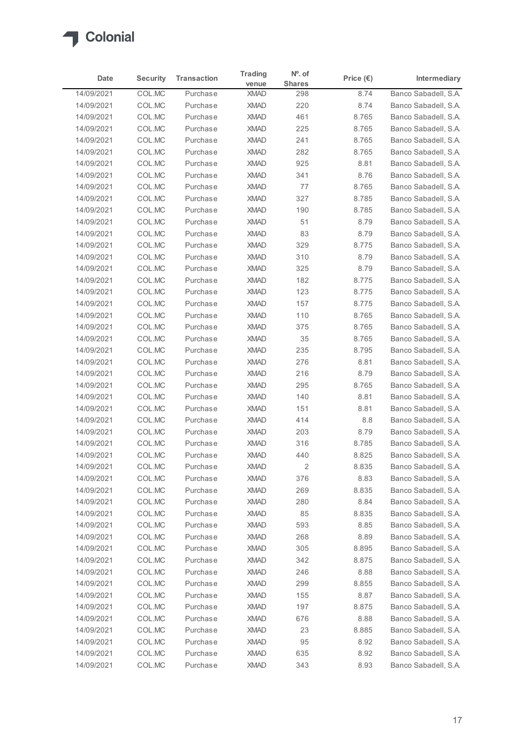| Date | Security | Transaction | Trading venue | Nº. of Shares | Price (€) | Intermediary |
|---|---|---|---|---|---|---|
| 14/09/2021 | COL.MC | Purchase | XMAD | 298 | 8.74 | Banco Sabadell, S.A. |
| 14/09/2021 | COL.MC | Purchase | XMAD | 220 | 8.74 | Banco Sabadell, S.A. |
| 14/09/2021 | COL.MC | Purchase | XMAD | 461 | 8.765 | Banco Sabadell, S.A. |
| 14/09/2021 | COL.MC | Purchase | XMAD | 225 | 8.765 | Banco Sabadell, S.A. |
| 14/09/2021 | COL.MC | Purchase | XMAD | 241 | 8.765 | Banco Sabadell, S.A. |
| 14/09/2021 | COL.MC | Purchase | XMAD | 282 | 8.765 | Banco Sabadell, S.A. |
| 14/09/2021 | COL.MC | Purchase | XMAD | 925 | 8.81 | Banco Sabadell, S.A. |
| 14/09/2021 | COL.MC | Purchase | XMAD | 341 | 8.76 | Banco Sabadell, S.A. |
| 14/09/2021 | COL.MC | Purchase | XMAD | 77 | 8.765 | Banco Sabadell, S.A. |
| 14/09/2021 | COL.MC | Purchase | XMAD | 327 | 8.785 | Banco Sabadell, S.A. |
| 14/09/2021 | COL.MC | Purchase | XMAD | 190 | 8.785 | Banco Sabadell, S.A. |
| 14/09/2021 | COL.MC | Purchase | XMAD | 51 | 8.79 | Banco Sabadell, S.A. |
| 14/09/2021 | COL.MC | Purchase | XMAD | 83 | 8.79 | Banco Sabadell, S.A. |
| 14/09/2021 | COL.MC | Purchase | XMAD | 329 | 8.775 | Banco Sabadell, S.A. |
| 14/09/2021 | COL.MC | Purchase | XMAD | 310 | 8.79 | Banco Sabadell, S.A. |
| 14/09/2021 | COL.MC | Purchase | XMAD | 325 | 8.79 | Banco Sabadell, S.A. |
| 14/09/2021 | COL.MC | Purchase | XMAD | 182 | 8.775 | Banco Sabadell, S.A. |
| 14/09/2021 | COL.MC | Purchase | XMAD | 123 | 8.775 | Banco Sabadell, S.A. |
| 14/09/2021 | COL.MC | Purchase | XMAD | 157 | 8.775 | Banco Sabadell, S.A. |
| 14/09/2021 | COL.MC | Purchase | XMAD | 110 | 8.765 | Banco Sabadell, S.A. |
| 14/09/2021 | COL.MC | Purchase | XMAD | 375 | 8.765 | Banco Sabadell, S.A. |
| 14/09/2021 | COL.MC | Purchase | XMAD | 35 | 8.765 | Banco Sabadell, S.A. |
| 14/09/2021 | COL.MC | Purchase | XMAD | 235 | 8.795 | Banco Sabadell, S.A. |
| 14/09/2021 | COL.MC | Purchase | XMAD | 276 | 8.81 | Banco Sabadell, S.A. |
| 14/09/2021 | COL.MC | Purchase | XMAD | 216 | 8.79 | Banco Sabadell, S.A. |
| 14/09/2021 | COL.MC | Purchase | XMAD | 295 | 8.765 | Banco Sabadell, S.A. |
| 14/09/2021 | COL.MC | Purchase | XMAD | 140 | 8.81 | Banco Sabadell, S.A. |
| 14/09/2021 | COL.MC | Purchase | XMAD | 151 | 8.81 | Banco Sabadell, S.A. |
| 14/09/2021 | COL.MC | Purchase | XMAD | 414 | 8.8 | Banco Sabadell, S.A. |
| 14/09/2021 | COL.MC | Purchase | XMAD | 203 | 8.79 | Banco Sabadell, S.A. |
| 14/09/2021 | COL.MC | Purchase | XMAD | 316 | 8.785 | Banco Sabadell, S.A. |
| 14/09/2021 | COL.MC | Purchase | XMAD | 440 | 8.825 | Banco Sabadell, S.A. |
| 14/09/2021 | COL.MC | Purchase | XMAD | 2 | 8.835 | Banco Sabadell, S.A. |
| 14/09/2021 | COL.MC | Purchase | XMAD | 376 | 8.83 | Banco Sabadell, S.A. |
| 14/09/2021 | COL.MC | Purchase | XMAD | 269 | 8.835 | Banco Sabadell, S.A. |
| 14/09/2021 | COL.MC | Purchase | XMAD | 280 | 8.84 | Banco Sabadell, S.A. |
| 14/09/2021 | COL.MC | Purchase | XMAD | 85 | 8.835 | Banco Sabadell, S.A. |
| 14/09/2021 | COL.MC | Purchase | XMAD | 593 | 8.85 | Banco Sabadell, S.A. |
| 14/09/2021 | COL.MC | Purchase | XMAD | 268 | 8.89 | Banco Sabadell, S.A. |
| 14/09/2021 | COL.MC | Purchase | XMAD | 305 | 8.895 | Banco Sabadell, S.A. |
| 14/09/2021 | COL.MC | Purchase | XMAD | 342 | 8.875 | Banco Sabadell, S.A. |
| 14/09/2021 | COL.MC | Purchase | XMAD | 246 | 8.88 | Banco Sabadell, S.A. |
| 14/09/2021 | COL.MC | Purchase | XMAD | 299 | 8.855 | Banco Sabadell, S.A. |
| 14/09/2021 | COL.MC | Purchase | XMAD | 155 | 8.87 | Banco Sabadell, S.A. |
| 14/09/2021 | COL.MC | Purchase | XMAD | 197 | 8.875 | Banco Sabadell, S.A. |
| 14/09/2021 | COL.MC | Purchase | XMAD | 676 | 8.88 | Banco Sabadell, S.A. |
| 14/09/2021 | COL.MC | Purchase | XMAD | 23 | 8.885 | Banco Sabadell, S.A. |
| 14/09/2021 | COL.MC | Purchase | XMAD | 95 | 8.92 | Banco Sabadell, S.A. |
| 14/09/2021 | COL.MC | Purchase | XMAD | 635 | 8.92 | Banco Sabadell, S.A. |
| 14/09/2021 | COL.MC | Purchase | XMAD | 343 | 8.93 | Banco Sabadell, S.A. |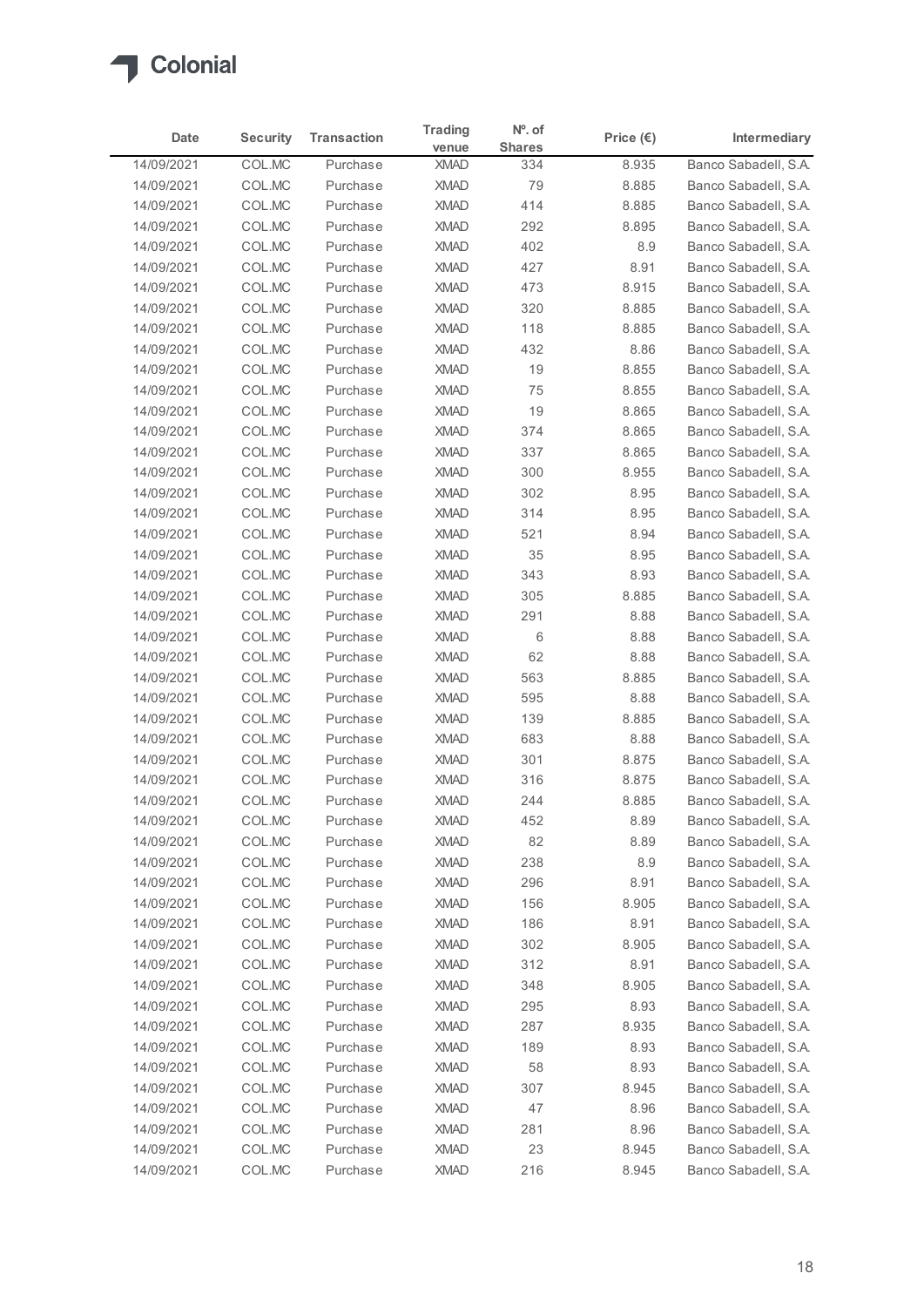# Colonial

| Date | Security | Transaction | Trading venue | Nº. of Shares | Price (€) | Intermediary |
|---|---|---|---|---|---|---|
| 14/09/2021 | COL.MC | Purchase | XMAD | 334 | 8.935 | Banco Sabadell, S.A. |
| 14/09/2021 | COL.MC | Purchase | XMAD | 79 | 8.885 | Banco Sabadell, S.A. |
| 14/09/2021 | COL.MC | Purchase | XMAD | 414 | 8.885 | Banco Sabadell, S.A. |
| 14/09/2021 | COL.MC | Purchase | XMAD | 292 | 8.895 | Banco Sabadell, S.A. |
| 14/09/2021 | COL.MC | Purchase | XMAD | 402 | 8.9 | Banco Sabadell, S.A. |
| 14/09/2021 | COL.MC | Purchase | XMAD | 427 | 8.91 | Banco Sabadell, S.A. |
| 14/09/2021 | COL.MC | Purchase | XMAD | 473 | 8.915 | Banco Sabadell, S.A. |
| 14/09/2021 | COL.MC | Purchase | XMAD | 320 | 8.885 | Banco Sabadell, S.A. |
| 14/09/2021 | COL.MC | Purchase | XMAD | 118 | 8.885 | Banco Sabadell, S.A. |
| 14/09/2021 | COL.MC | Purchase | XMAD | 432 | 8.86 | Banco Sabadell, S.A. |
| 14/09/2021 | COL.MC | Purchase | XMAD | 19 | 8.855 | Banco Sabadell, S.A. |
| 14/09/2021 | COL.MC | Purchase | XMAD | 75 | 8.855 | Banco Sabadell, S.A. |
| 14/09/2021 | COL.MC | Purchase | XMAD | 19 | 8.865 | Banco Sabadell, S.A. |
| 14/09/2021 | COL.MC | Purchase | XMAD | 374 | 8.865 | Banco Sabadell, S.A. |
| 14/09/2021 | COL.MC | Purchase | XMAD | 337 | 8.865 | Banco Sabadell, S.A. |
| 14/09/2021 | COL.MC | Purchase | XMAD | 300 | 8.955 | Banco Sabadell, S.A. |
| 14/09/2021 | COL.MC | Purchase | XMAD | 302 | 8.95 | Banco Sabadell, S.A. |
| 14/09/2021 | COL.MC | Purchase | XMAD | 314 | 8.95 | Banco Sabadell, S.A. |
| 14/09/2021 | COL.MC | Purchase | XMAD | 521 | 8.94 | Banco Sabadell, S.A. |
| 14/09/2021 | COL.MC | Purchase | XMAD | 35 | 8.95 | Banco Sabadell, S.A. |
| 14/09/2021 | COL.MC | Purchase | XMAD | 343 | 8.93 | Banco Sabadell, S.A. |
| 14/09/2021 | COL.MC | Purchase | XMAD | 305 | 8.885 | Banco Sabadell, S.A. |
| 14/09/2021 | COL.MC | Purchase | XMAD | 291 | 8.88 | Banco Sabadell, S.A. |
| 14/09/2021 | COL.MC | Purchase | XMAD | 6 | 8.88 | Banco Sabadell, S.A. |
| 14/09/2021 | COL.MC | Purchase | XMAD | 62 | 8.88 | Banco Sabadell, S.A. |
| 14/09/2021 | COL.MC | Purchase | XMAD | 563 | 8.885 | Banco Sabadell, S.A. |
| 14/09/2021 | COL.MC | Purchase | XMAD | 595 | 8.88 | Banco Sabadell, S.A. |
| 14/09/2021 | COL.MC | Purchase | XMAD | 139 | 8.885 | Banco Sabadell, S.A. |
| 14/09/2021 | COL.MC | Purchase | XMAD | 683 | 8.88 | Banco Sabadell, S.A. |
| 14/09/2021 | COL.MC | Purchase | XMAD | 301 | 8.875 | Banco Sabadell, S.A. |
| 14/09/2021 | COL.MC | Purchase | XMAD | 316 | 8.875 | Banco Sabadell, S.A. |
| 14/09/2021 | COL.MC | Purchase | XMAD | 244 | 8.885 | Banco Sabadell, S.A. |
| 14/09/2021 | COL.MC | Purchase | XMAD | 452 | 8.89 | Banco Sabadell, S.A. |
| 14/09/2021 | COL.MC | Purchase | XMAD | 82 | 8.89 | Banco Sabadell, S.A. |
| 14/09/2021 | COL.MC | Purchase | XMAD | 238 | 8.9 | Banco Sabadell, S.A. |
| 14/09/2021 | COL.MC | Purchase | XMAD | 296 | 8.91 | Banco Sabadell, S.A. |
| 14/09/2021 | COL.MC | Purchase | XMAD | 156 | 8.905 | Banco Sabadell, S.A. |
| 14/09/2021 | COL.MC | Purchase | XMAD | 186 | 8.91 | Banco Sabadell, S.A. |
| 14/09/2021 | COL.MC | Purchase | XMAD | 302 | 8.905 | Banco Sabadell, S.A. |
| 14/09/2021 | COL.MC | Purchase | XMAD | 312 | 8.91 | Banco Sabadell, S.A. |
| 14/09/2021 | COL.MC | Purchase | XMAD | 348 | 8.905 | Banco Sabadell, S.A. |
| 14/09/2021 | COL.MC | Purchase | XMAD | 295 | 8.93 | Banco Sabadell, S.A. |
| 14/09/2021 | COL.MC | Purchase | XMAD | 287 | 8.935 | Banco Sabadell, S.A. |
| 14/09/2021 | COL.MC | Purchase | XMAD | 189 | 8.93 | Banco Sabadell, S.A. |
| 14/09/2021 | COL.MC | Purchase | XMAD | 58 | 8.93 | Banco Sabadell, S.A. |
| 14/09/2021 | COL.MC | Purchase | XMAD | 307 | 8.945 | Banco Sabadell, S.A. |
| 14/09/2021 | COL.MC | Purchase | XMAD | 47 | 8.96 | Banco Sabadell, S.A. |
| 14/09/2021 | COL.MC | Purchase | XMAD | 281 | 8.96 | Banco Sabadell, S.A. |
| 14/09/2021 | COL.MC | Purchase | XMAD | 23 | 8.945 | Banco Sabadell, S.A. |
| 14/09/2021 | COL.MC | Purchase | XMAD | 216 | 8.945 | Banco Sabadell, S.A. |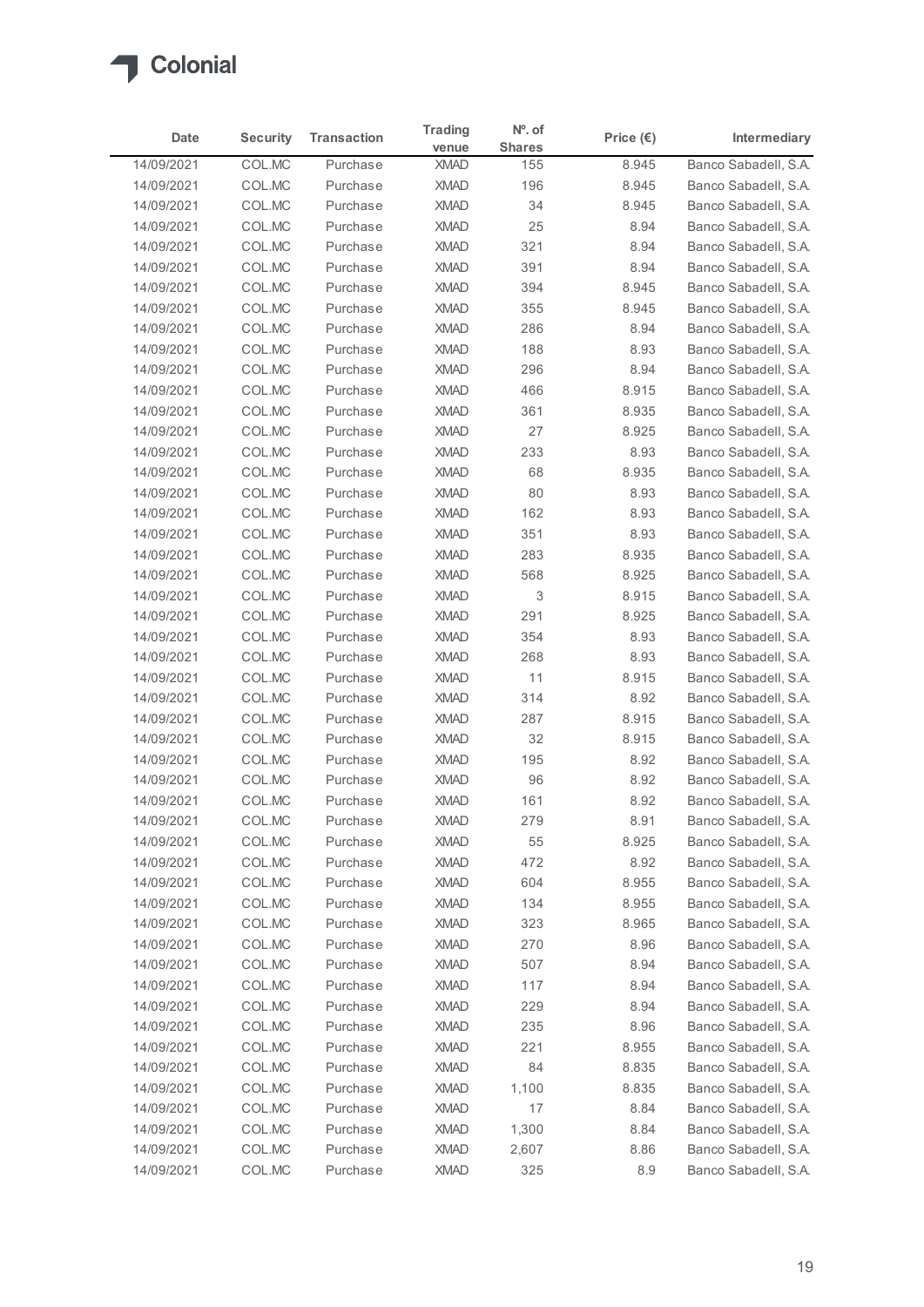# Colonial

| Date | Security | Transaction | Trading venue | Nº. of Shares | Price (€) | Intermediary |
|---|---|---|---|---|---|---|
| 14/09/2021 | COL.MC | Purchase | XMAD | 155 | 8.945 | Banco Sabadell, S.A. |
| 14/09/2021 | COL.MC | Purchase | XMAD | 196 | 8.945 | Banco Sabadell, S.A. |
| 14/09/2021 | COL.MC | Purchase | XMAD | 34 | 8.945 | Banco Sabadell, S.A. |
| 14/09/2021 | COL.MC | Purchase | XMAD | 25 | 8.94 | Banco Sabadell, S.A. |
| 14/09/2021 | COL.MC | Purchase | XMAD | 321 | 8.94 | Banco Sabadell, S.A. |
| 14/09/2021 | COL.MC | Purchase | XMAD | 391 | 8.94 | Banco Sabadell, S.A. |
| 14/09/2021 | COL.MC | Purchase | XMAD | 394 | 8.945 | Banco Sabadell, S.A. |
| 14/09/2021 | COL.MC | Purchase | XMAD | 355 | 8.945 | Banco Sabadell, S.A. |
| 14/09/2021 | COL.MC | Purchase | XMAD | 286 | 8.94 | Banco Sabadell, S.A. |
| 14/09/2021 | COL.MC | Purchase | XMAD | 188 | 8.93 | Banco Sabadell, S.A. |
| 14/09/2021 | COL.MC | Purchase | XMAD | 296 | 8.94 | Banco Sabadell, S.A. |
| 14/09/2021 | COL.MC | Purchase | XMAD | 466 | 8.915 | Banco Sabadell, S.A. |
| 14/09/2021 | COL.MC | Purchase | XMAD | 361 | 8.935 | Banco Sabadell, S.A. |
| 14/09/2021 | COL.MC | Purchase | XMAD | 27 | 8.925 | Banco Sabadell, S.A. |
| 14/09/2021 | COL.MC | Purchase | XMAD | 233 | 8.93 | Banco Sabadell, S.A. |
| 14/09/2021 | COL.MC | Purchase | XMAD | 68 | 8.935 | Banco Sabadell, S.A. |
| 14/09/2021 | COL.MC | Purchase | XMAD | 80 | 8.93 | Banco Sabadell, S.A. |
| 14/09/2021 | COL.MC | Purchase | XMAD | 162 | 8.93 | Banco Sabadell, S.A. |
| 14/09/2021 | COL.MC | Purchase | XMAD | 351 | 8.93 | Banco Sabadell, S.A. |
| 14/09/2021 | COL.MC | Purchase | XMAD | 283 | 8.935 | Banco Sabadell, S.A. |
| 14/09/2021 | COL.MC | Purchase | XMAD | 568 | 8.925 | Banco Sabadell, S.A. |
| 14/09/2021 | COL.MC | Purchase | XMAD | 3 | 8.915 | Banco Sabadell, S.A. |
| 14/09/2021 | COL.MC | Purchase | XMAD | 291 | 8.925 | Banco Sabadell, S.A. |
| 14/09/2021 | COL.MC | Purchase | XMAD | 354 | 8.93 | Banco Sabadell, S.A. |
| 14/09/2021 | COL.MC | Purchase | XMAD | 268 | 8.93 | Banco Sabadell, S.A. |
| 14/09/2021 | COL.MC | Purchase | XMAD | 11 | 8.915 | Banco Sabadell, S.A. |
| 14/09/2021 | COL.MC | Purchase | XMAD | 314 | 8.92 | Banco Sabadell, S.A. |
| 14/09/2021 | COL.MC | Purchase | XMAD | 287 | 8.915 | Banco Sabadell, S.A. |
| 14/09/2021 | COL.MC | Purchase | XMAD | 32 | 8.915 | Banco Sabadell, S.A. |
| 14/09/2021 | COL.MC | Purchase | XMAD | 195 | 8.92 | Banco Sabadell, S.A. |
| 14/09/2021 | COL.MC | Purchase | XMAD | 96 | 8.92 | Banco Sabadell, S.A. |
| 14/09/2021 | COL.MC | Purchase | XMAD | 161 | 8.92 | Banco Sabadell, S.A. |
| 14/09/2021 | COL.MC | Purchase | XMAD | 279 | 8.91 | Banco Sabadell, S.A. |
| 14/09/2021 | COL.MC | Purchase | XMAD | 55 | 8.925 | Banco Sabadell, S.A. |
| 14/09/2021 | COL.MC | Purchase | XMAD | 472 | 8.92 | Banco Sabadell, S.A. |
| 14/09/2021 | COL.MC | Purchase | XMAD | 604 | 8.955 | Banco Sabadell, S.A. |
| 14/09/2021 | COL.MC | Purchase | XMAD | 134 | 8.955 | Banco Sabadell, S.A. |
| 14/09/2021 | COL.MC | Purchase | XMAD | 323 | 8.965 | Banco Sabadell, S.A. |
| 14/09/2021 | COL.MC | Purchase | XMAD | 270 | 8.96 | Banco Sabadell, S.A. |
| 14/09/2021 | COL.MC | Purchase | XMAD | 507 | 8.94 | Banco Sabadell, S.A. |
| 14/09/2021 | COL.MC | Purchase | XMAD | 117 | 8.94 | Banco Sabadell, S.A. |
| 14/09/2021 | COL.MC | Purchase | XMAD | 229 | 8.94 | Banco Sabadell, S.A. |
| 14/09/2021 | COL.MC | Purchase | XMAD | 235 | 8.96 | Banco Sabadell, S.A. |
| 14/09/2021 | COL.MC | Purchase | XMAD | 221 | 8.955 | Banco Sabadell, S.A. |
| 14/09/2021 | COL.MC | Purchase | XMAD | 84 | 8.835 | Banco Sabadell, S.A. |
| 14/09/2021 | COL.MC | Purchase | XMAD | 1,100 | 8.835 | Banco Sabadell, S.A. |
| 14/09/2021 | COL.MC | Purchase | XMAD | 17 | 8.84 | Banco Sabadell, S.A. |
| 14/09/2021 | COL.MC | Purchase | XMAD | 1,300 | 8.84 | Banco Sabadell, S.A. |
| 14/09/2021 | COL.MC | Purchase | XMAD | 2,607 | 8.86 | Banco Sabadell, S.A. |
| 14/09/2021 | COL.MC | Purchase | XMAD | 325 | 8.9 | Banco Sabadell, S.A. |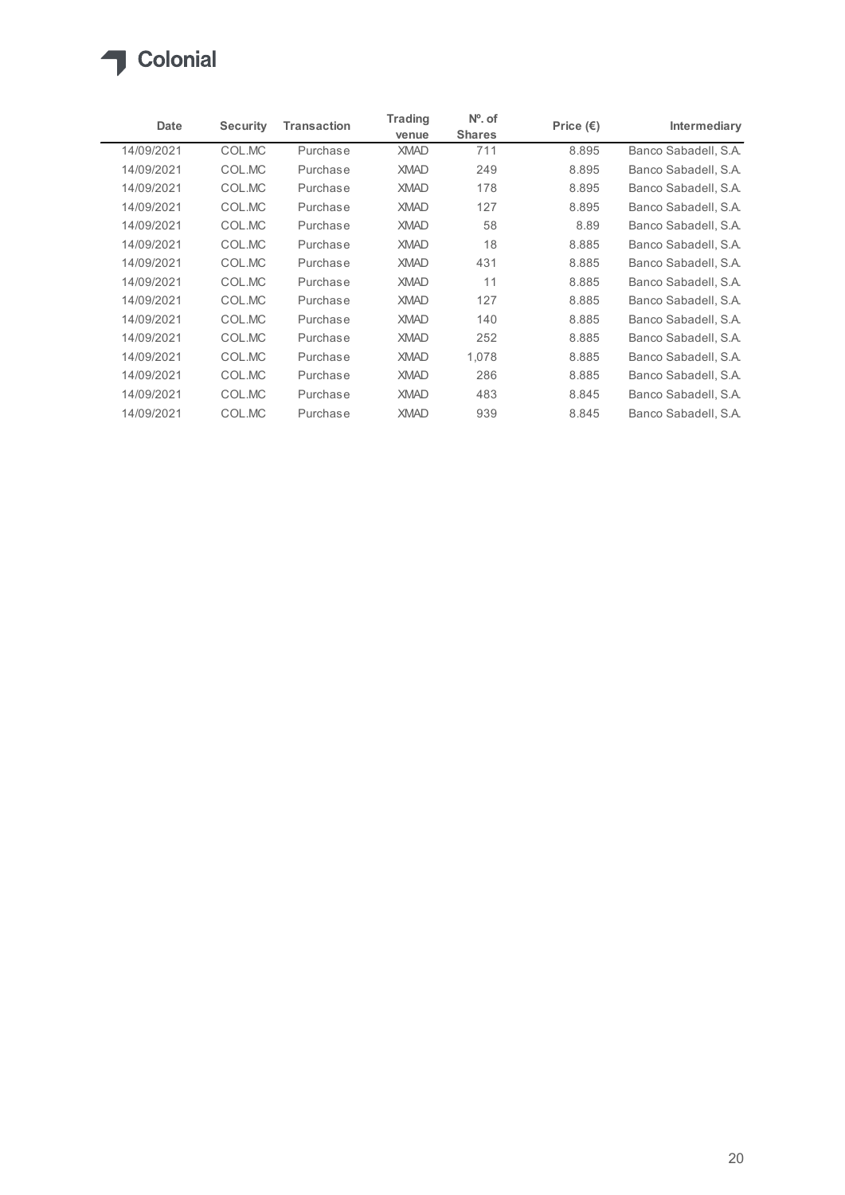# Colonial

| Date | Security | Transaction | Trading venue | Nº. of Shares | Price (€) | Intermediary |
|---|---|---|---|---|---|---|
| 14/09/2021 | COL.MC | Purchase | XMAD | 711 | 8.895 | Banco Sabadell, S.A. |
| 14/09/2021 | COL.MC | Purchase | XMAD | 249 | 8.895 | Banco Sabadell, S.A. |
| 14/09/2021 | COL.MC | Purchase | XMAD | 178 | 8.895 | Banco Sabadell, S.A. |
| 14/09/2021 | COL.MC | Purchase | XMAD | 127 | 8.895 | Banco Sabadell, S.A. |
| 14/09/2021 | COL.MC | Purchase | XMAD | 58 | 8.89 | Banco Sabadell, S.A. |
| 14/09/2021 | COL.MC | Purchase | XMAD | 18 | 8.885 | Banco Sabadell, S.A. |
| 14/09/2021 | COL.MC | Purchase | XMAD | 431 | 8.885 | Banco Sabadell, S.A. |
| 14/09/2021 | COL.MC | Purchase | XMAD | 11 | 8.885 | Banco Sabadell, S.A. |
| 14/09/2021 | COL.MC | Purchase | XMAD | 127 | 8.885 | Banco Sabadell, S.A. |
| 14/09/2021 | COL.MC | Purchase | XMAD | 140 | 8.885 | Banco Sabadell, S.A. |
| 14/09/2021 | COL.MC | Purchase | XMAD | 252 | 8.885 | Banco Sabadell, S.A. |
| 14/09/2021 | COL.MC | Purchase | XMAD | 1,078 | 8.885 | Banco Sabadell, S.A. |
| 14/09/2021 | COL.MC | Purchase | XMAD | 286 | 8.885 | Banco Sabadell, S.A. |
| 14/09/2021 | COL.MC | Purchase | XMAD | 483 | 8.845 | Banco Sabadell, S.A. |
| 14/09/2021 | COL.MC | Purchase | XMAD | 939 | 8.845 | Banco Sabadell, S.A. |